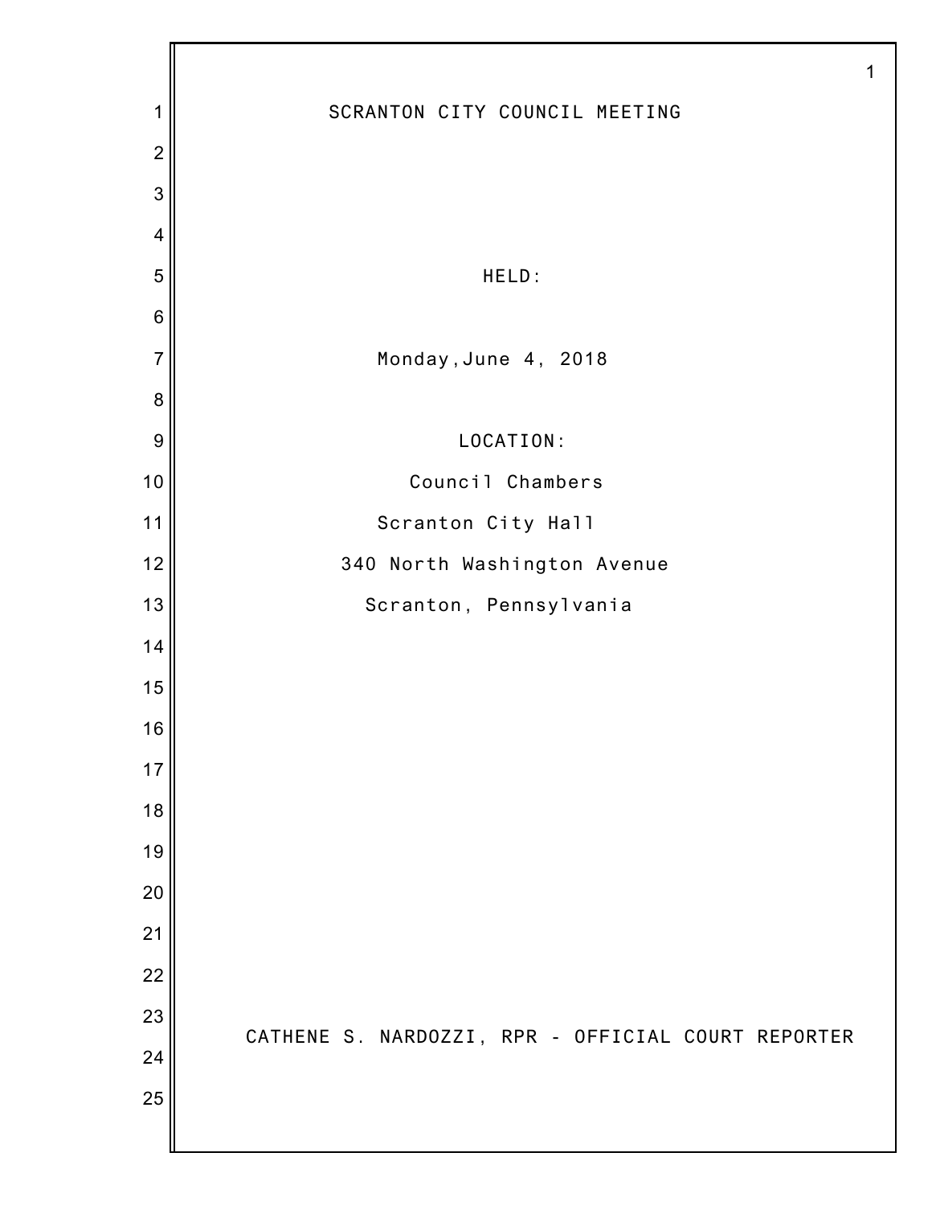# SCRANTON CITY COUNCIL MEETING

HELD:

Monday,June 4, 2018

LOCATION:

Council Chambers

Scranton City Hall

340 North Washington Avenue

Scranton, Pennsylvania

CATHENE S. NARDOZZI, RPR - OFFICIAL COURT REPORTER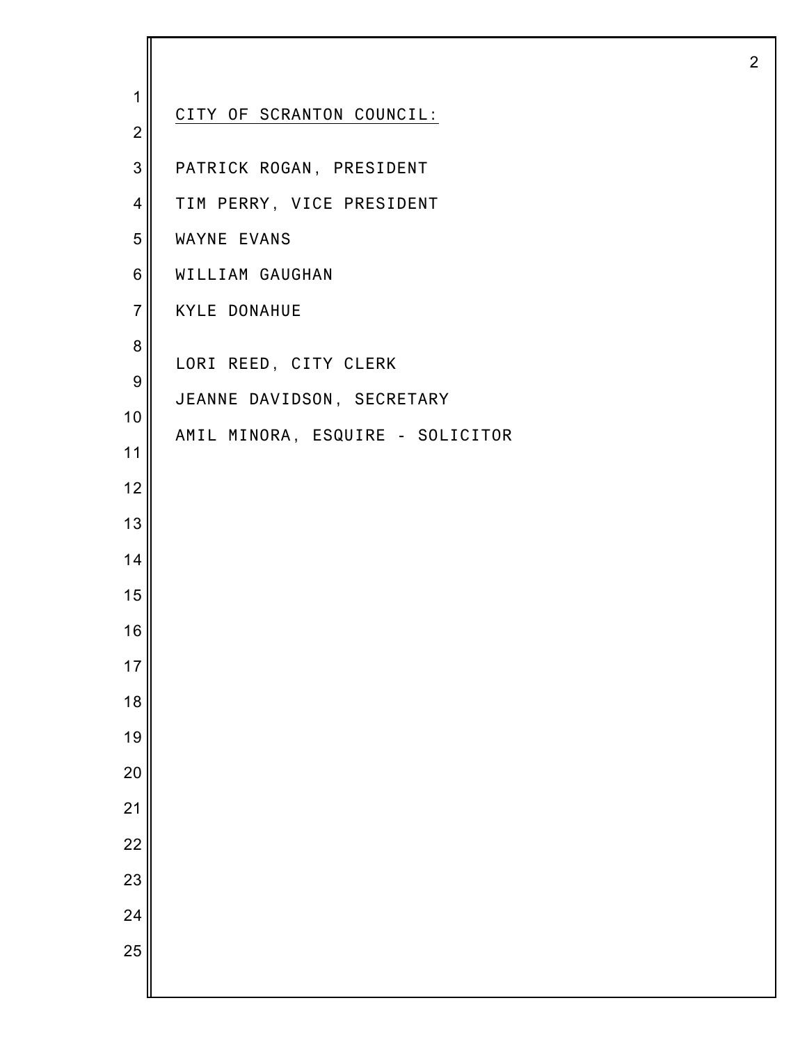CITY OF SCRANTON COUNCIL:

PATRICK ROGAN, PRESIDENT

TIM PERRY, VICE PRESIDENT

WAYNE EVANS

WILLIAM GAUGHAN

KYLE DONAHUE

LORI REED, CITY CLERK

JEANNE DAVIDSON, SECRETARY

AMIL MINORA, ESQUIRE - SOLICITOR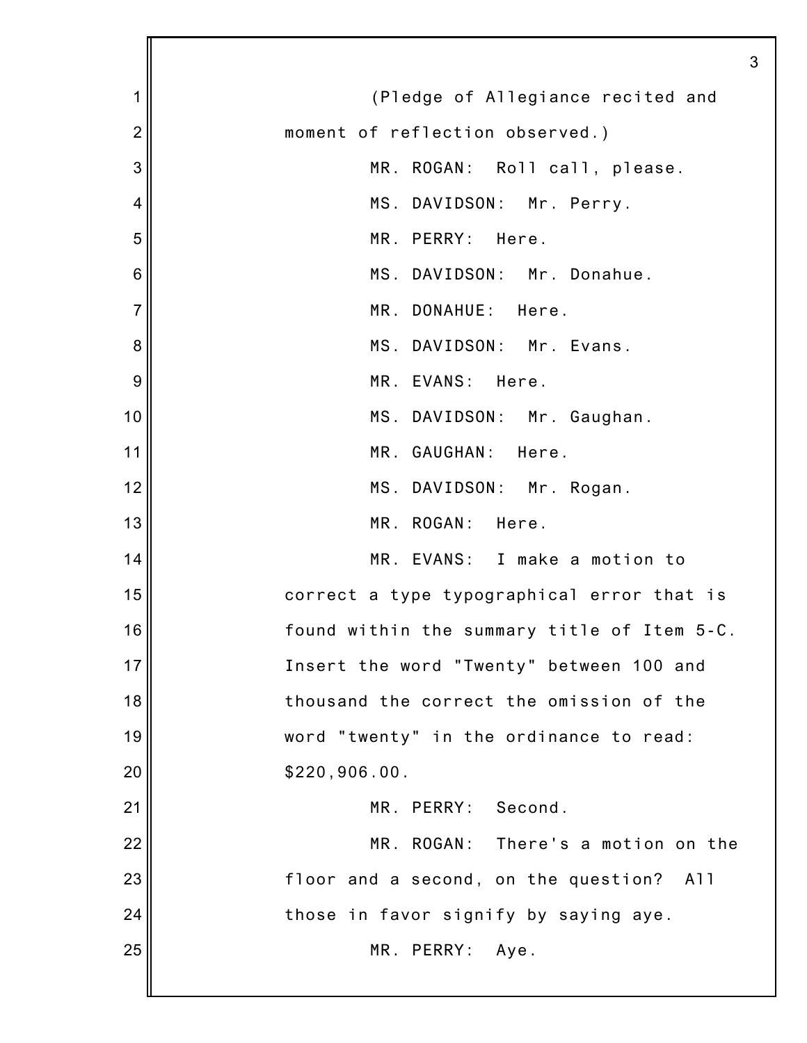(Pledge of Allegiance recited and moment of reflection observed.)

MR. ROGAN: Roll call, please.

MS. DAVIDSON: Mr. Perry.

MR. PERRY: Here.

MS. DAVIDSON: Mr. Donahue.

MR. DONAHUE: Here.

MS. DAVIDSON: Mr. Evans.

MR. EVANS: Here.

MS. DAVIDSON: Mr. Gaughan.

MR. GAUGHAN: Here.

MS. DAVIDSON: Mr. Rogan.

MR. ROGAN: Here.

MR. EVANS: I make a motion to correct a type typographical error that is found within the summary title of Item 5-C. Insert the word "Twenty" between 100 and thousand the correct the omission of the word "twenty" in the ordinance to read: $220,906.00.

MR. PERRY: Second.

MR. ROGAN: There's a motion on the floor and a second, on the question? All those in favor signify by saying aye.

MR. PERRY: Aye.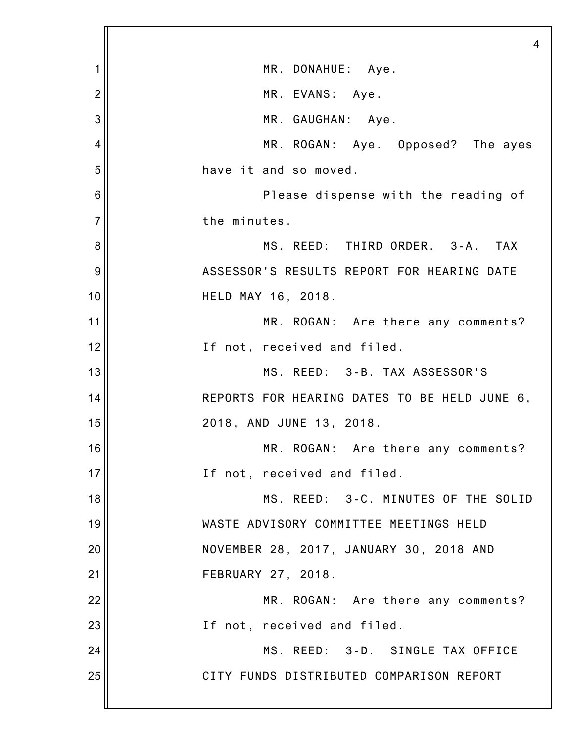MR. DONAHUE: Aye.

MR. EVANS: Aye.

MR. GAUGHAN: Aye.

MR. ROGAN: Aye. Opposed? The ayes have it and so moved.

Please dispense with the reading of the minutes.

MS. REED: THIRD ORDER. 3-A. TAX ASSESSOR'S RESULTS REPORT FOR HEARING DATE HELD MAY 16, 2018.

MR. ROGAN: Are there any comments? If not, received and filed.

MS. REED: 3-B. TAX ASSESSOR'S REPORTS FOR HEARING DATES TO BE HELD JUNE 6, 2018, AND JUNE 13, 2018.

MR. ROGAN: Are there any comments? If not, received and filed.

MS. REED: 3-C. MINUTES OF THE SOLID WASTE ADVISORY COMMITTEE MEETINGS HELD NOVEMBER 28, 2017, JANUARY 30, 2018 AND FEBRUARY 27, 2018.

MR. ROGAN: Are there any comments? If not, received and filed.

MS. REED: 3-D. SINGLE TAX OFFICE CITY FUNDS DISTRIBUTED COMPARISON REPORT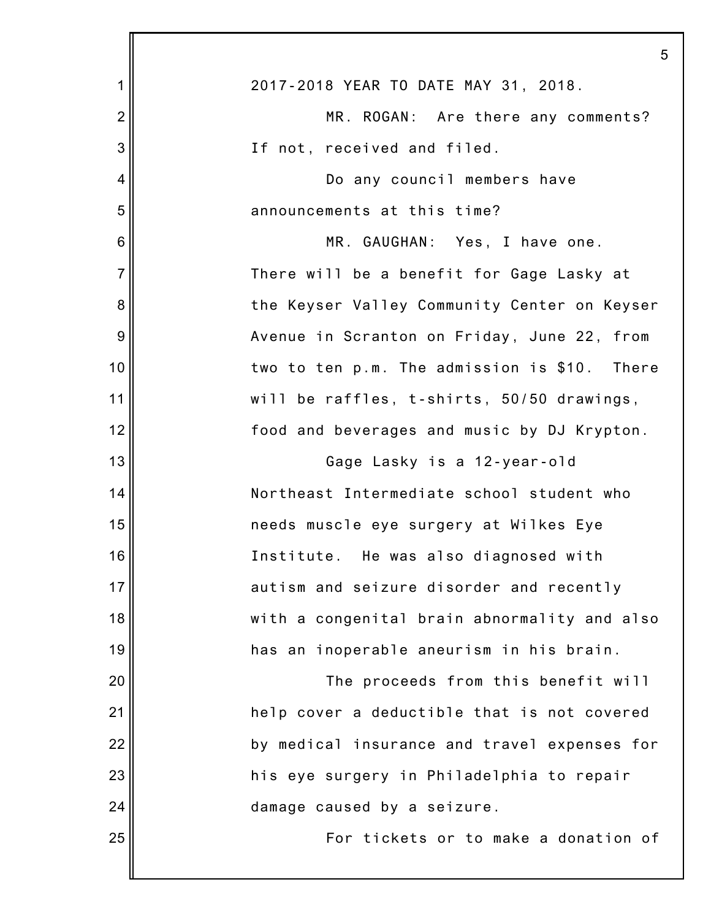2017-2018 YEAR TO DATE MAY 31, 2018.

MR. ROGAN: Are there any comments? If not, received and filed.

Do any council members have announcements at this time?

MR. GAUGHAN: Yes, I have one. There will be a benefit for Gage Lasky at the Keyser Valley Community Center on Keyser Avenue in Scranton on Friday, June 22, from two to ten p.m. The admission is $10. There will be raffles, t-shirts, 50/50 drawings, food and beverages and music by DJ Krypton.

Gage Lasky is a 12-year-old Northeast Intermediate school student who needs muscle eye surgery at Wilkes Eye Institute. He was also diagnosed with autism and seizure disorder and recently with a congenital brain abnormality and also has an inoperable aneurism in his brain.

The proceeds from this benefit will help cover a deductible that is not covered by medical insurance and travel expenses for his eye surgery in Philadelphia to repair damage caused by a seizure.

For tickets or to make a donation of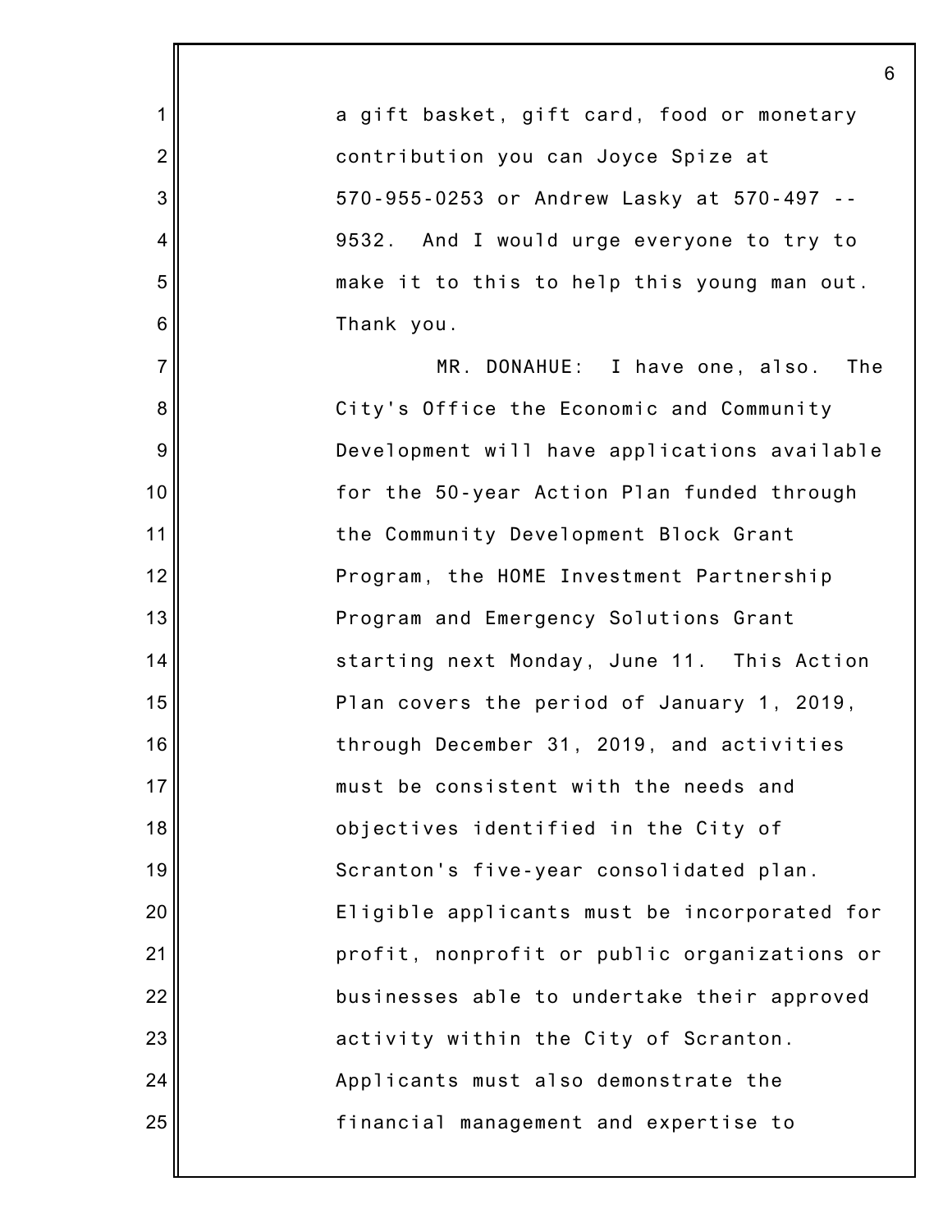a gift basket, gift card, food or monetary contribution you can Joyce Spize at 570-955-0253 or Andrew Lasky at 570-497 -- 9532. And I would urge everyone to try to make it to this to help this young man out. Thank you.

MR. DONAHUE: I have one, also. The City's Office the Economic and Community Development will have applications available for the 50-year Action Plan funded through the Community Development Block Grant Program, the HOME Investment Partnership Program and Emergency Solutions Grant starting next Monday, June 11. This Action Plan covers the period of January 1, 2019, through December 31, 2019, and activities must be consistent with the needs and objectives identified in the City of Scranton's five-year consolidated plan. Eligible applicants must be incorporated for profit, nonprofit or public organizations or businesses able to undertake their approved activity within the City of Scranton. Applicants must also demonstrate the financial management and expertise to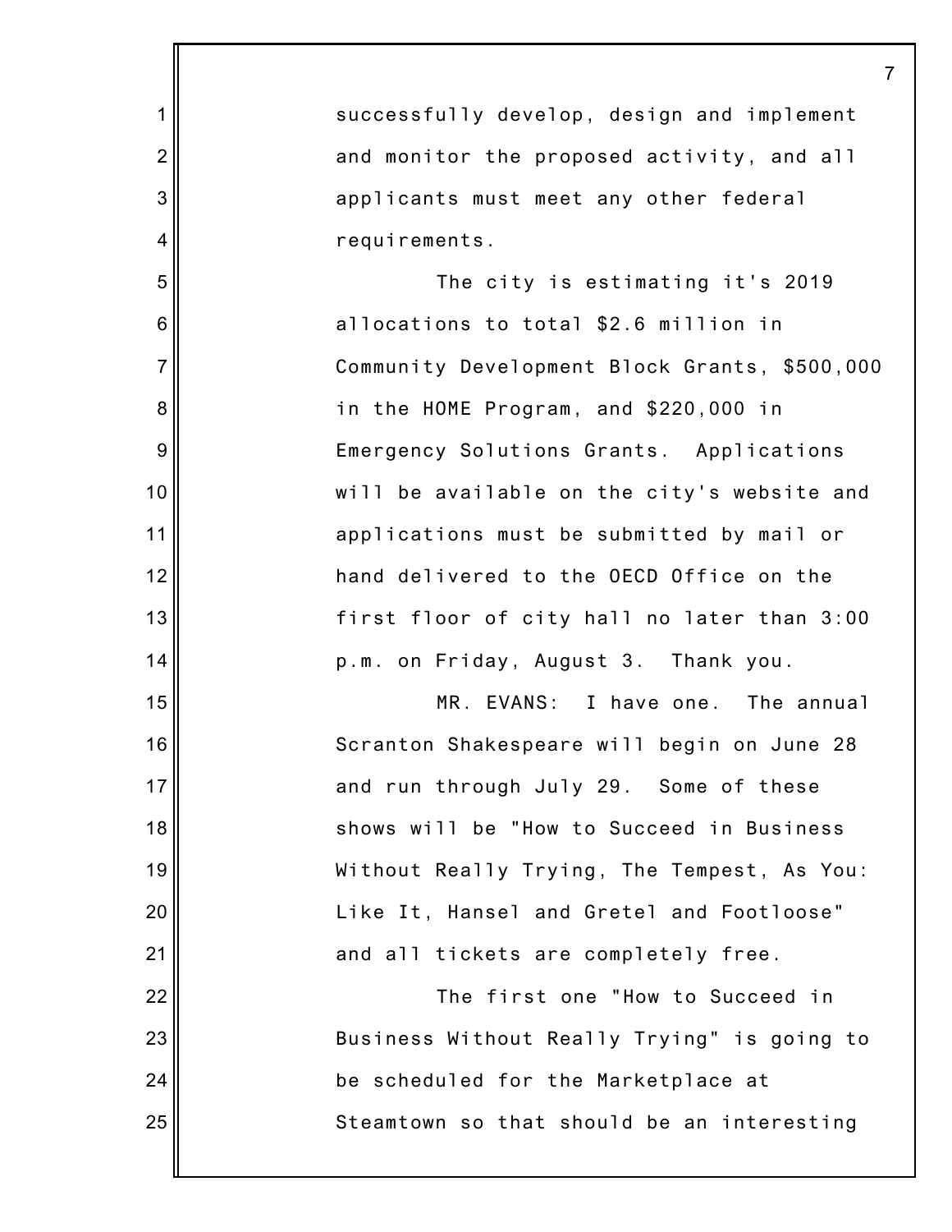successfully develop, design and implement and monitor the proposed activity, and all applicants must meet any other federal requirements.

The city is estimating it's 2019 allocations to total $2.6 million in Community Development Block Grants, $500,000 in the HOME Program, and $220,000 in Emergency Solutions Grants. Applications will be available on the city's website and applications must be submitted by mail or hand delivered to the OECD Office on the first floor of city hall no later than 3:00 p.m. on Friday, August 3. Thank you.

MR. EVANS: I have one. The annual Scranton Shakespeare will begin on June 28 and run through July 29. Some of these shows will be "How to Succeed in Business Without Really Trying, The Tempest, As You: Like It, Hansel and Gretel and Footloose" and all tickets are completely free.

The first one "How to Succeed in Business Without Really Trying" is going to be scheduled for the Marketplace at Steamtown so that should be an interesting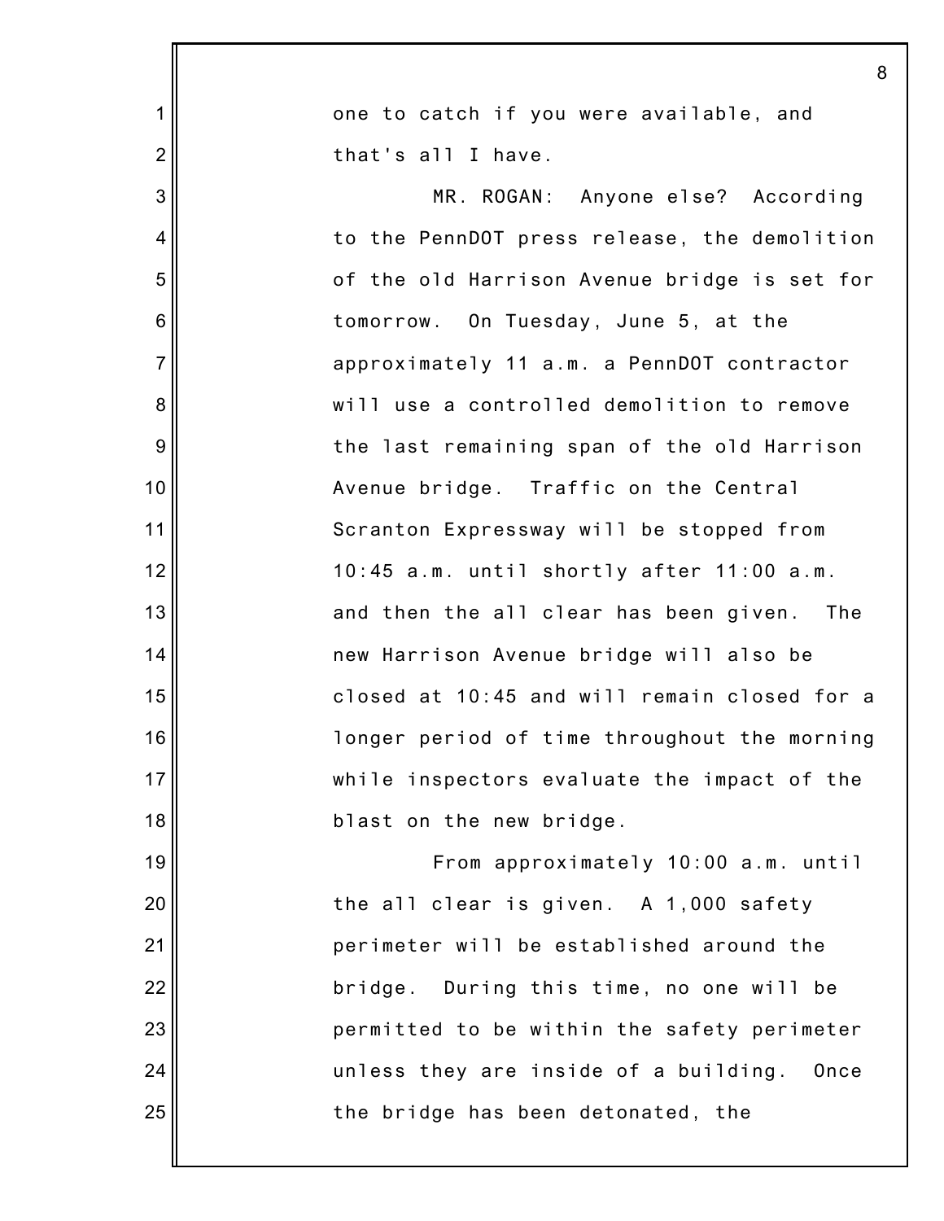one to catch if you were available, and that's all I have.

MR. ROGAN: Anyone else? According to the PennDOT press release, the demolition of the old Harrison Avenue bridge is set for tomorrow. On Tuesday, June 5, at the approximately 11 a.m. a PennDOT contractor will use a controlled demolition to remove the last remaining span of the old Harrison Avenue bridge. Traffic on the Central Scranton Expressway will be stopped from 10:45 a.m. until shortly after 11:00 a.m. and then the all clear has been given. The new Harrison Avenue bridge will also be closed at 10:45 and will remain closed for a longer period of time throughout the morning while inspectors evaluate the impact of the blast on the new bridge.

From approximately 10:00 a.m. until the all clear is given. A 1,000 safety perimeter will be established around the bridge. During this time, no one will be permitted to be within the safety perimeter unless they are inside of a building. Once the bridge has been detonated, the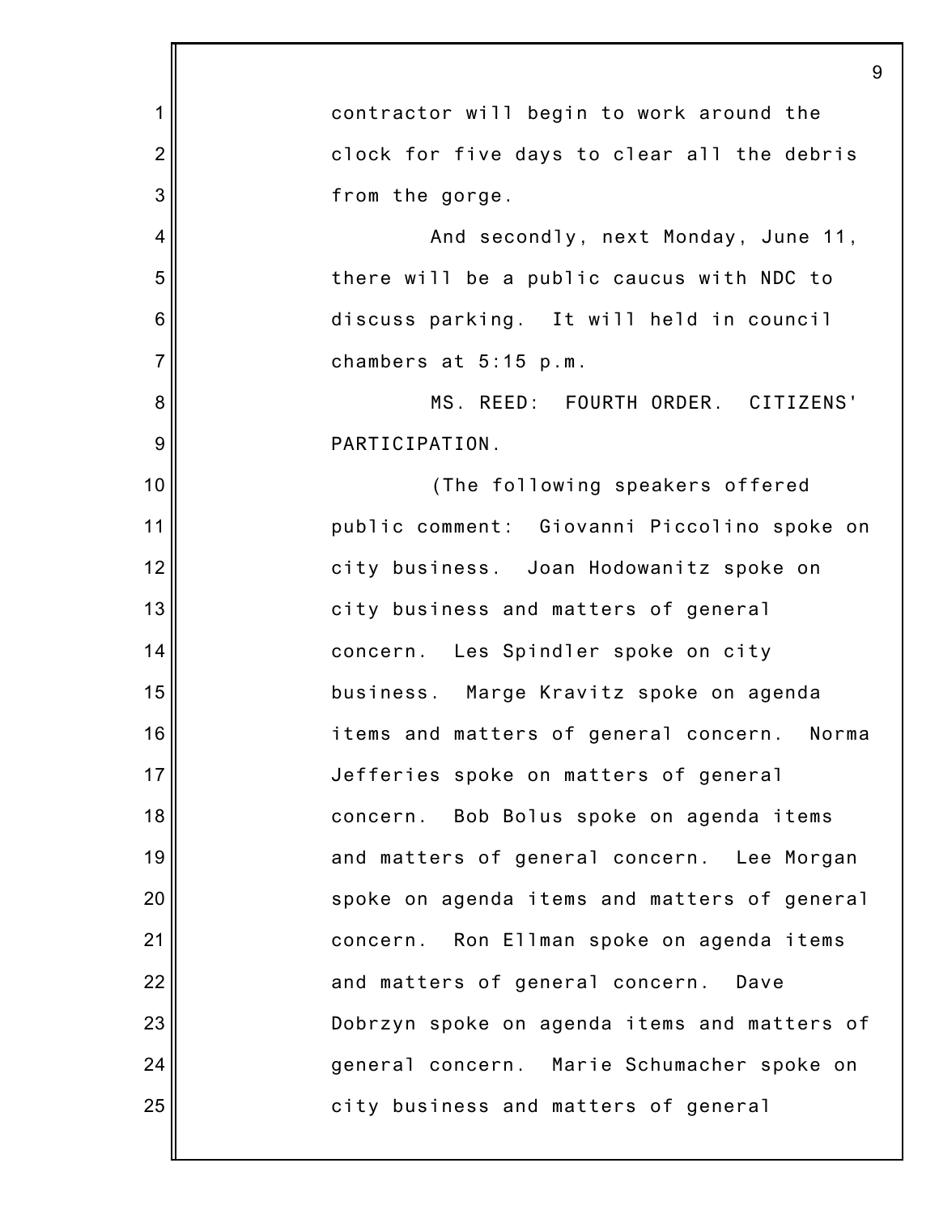contractor will begin to work around the clock for five days to clear all the debris from the gorge.

And secondly, next Monday, June 11, there will be a public caucus with NDC to discuss parking. It will held in council chambers at 5:15 p.m.

MS. REED: FOURTH ORDER. CITIZENS' PARTICIPATION.

(The following speakers offered public comment: Giovanni Piccolino spoke on city business. Joan Hodowanitz spoke on city business and matters of general concern. Les Spindler spoke on city business. Marge Kravitz spoke on agenda items and matters of general concern. Norma Jefferies spoke on matters of general concern. Bob Bolus spoke on agenda items and matters of general concern. Lee Morgan spoke on agenda items and matters of general concern. Ron Ellman spoke on agenda items and matters of general concern. Dave Dobrzyn spoke on agenda items and matters of general concern. Marie Schumacher spoke on city business and matters of general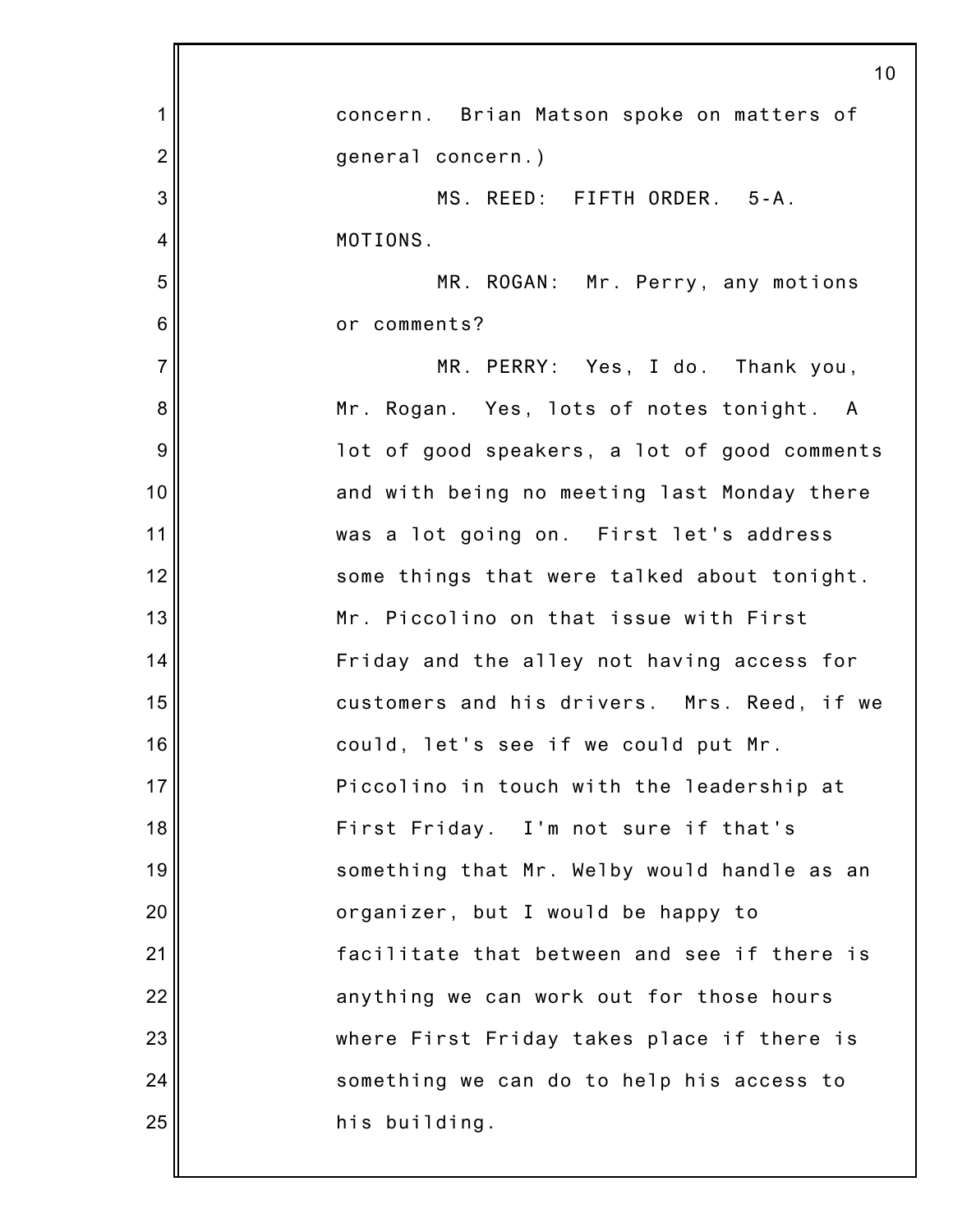concern. Brian Matson spoke on matters of general concern.)

MS. REED: FIFTH ORDER. 5-A. MOTIONS.

MR. ROGAN: Mr. Perry, any motions or comments?

MR. PERRY: Yes, I do. Thank you, Mr. Rogan. Yes, lots of notes tonight. A lot of good speakers, a lot of good comments and with being no meeting last Monday there was a lot going on. First let's address some things that were talked about tonight. Mr. Piccolino on that issue with First Friday and the alley not having access for customers and his drivers. Mrs. Reed, if we could, let's see if we could put Mr. Piccolino in touch with the leadership at First Friday. I'm not sure if that's something that Mr. Welby would handle as an organizer, but I would be happy to facilitate that between and see if there is anything we can work out for those hours where First Friday takes place if there is something we can do to help his access to his building.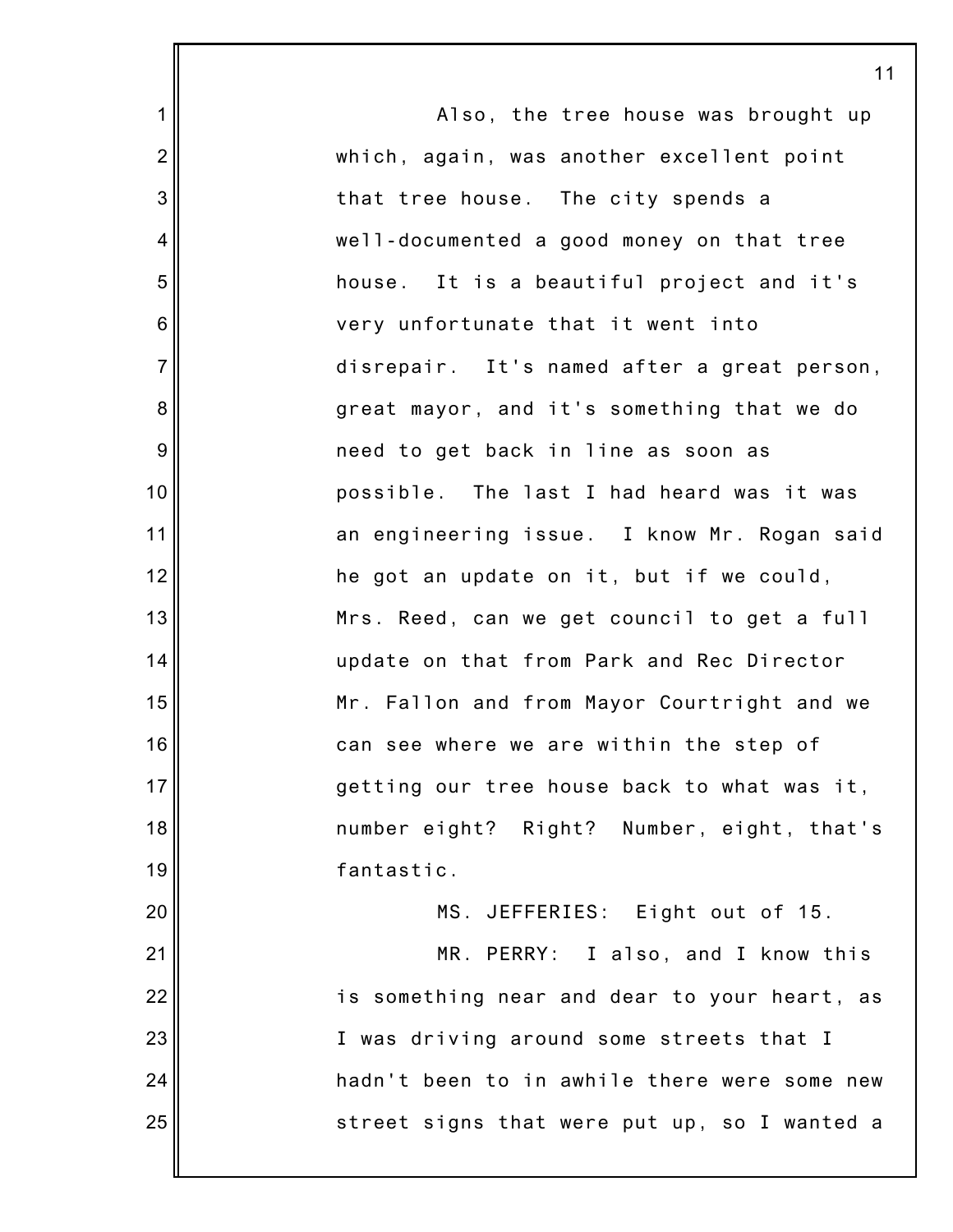Also, the tree house was brought up which, again, was another excellent point that tree house. The city spends a well-documented a good money on that tree house. It is a beautiful project and it's very unfortunate that it went into disrepair. It's named after a great person, great mayor, and it's something that we do need to get back in line as soon as possible. The last I had heard was it was an engineering issue. I know Mr. Rogan said he got an update on it, but if we could, Mrs. Reed, can we get council to get a full update on that from Park and Rec Director Mr. Fallon and from Mayor Courtright and we can see where we are within the step of getting our tree house back to what was it, number eight? Right? Number, eight, that's fantastic.

MS. JEFFERIES: Eight out of 15.

MR. PERRY: I also, and I know this is something near and dear to your heart, as I was driving around some streets that I hadn't been to in awhile there were some new street signs that were put up, so I wanted a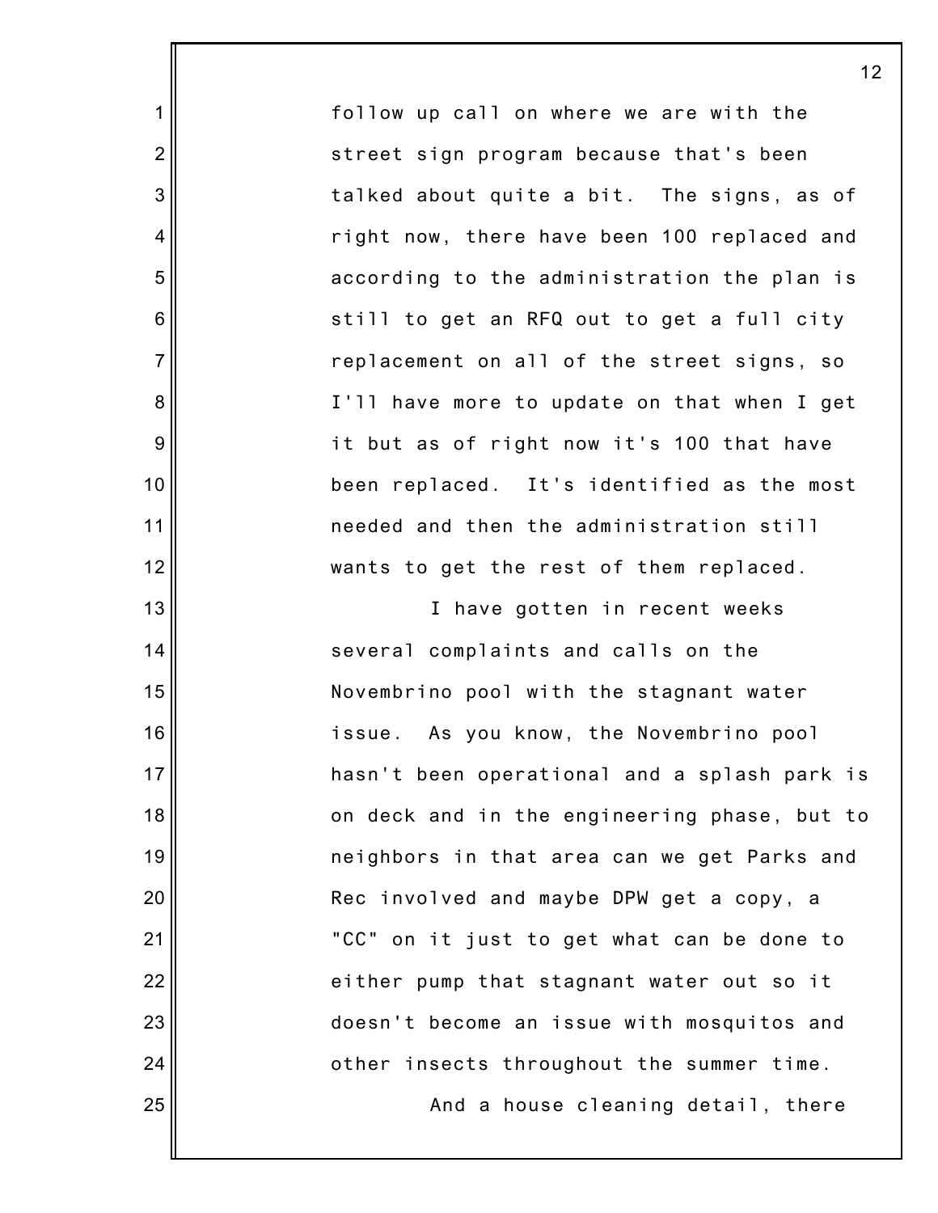follow up call on where we are with the street sign program because that's been talked about quite a bit. The signs, as of right now, there have been 100 replaced and according to the administration the plan is still to get an RFQ out to get a full city replacement on all of the street signs, so I'll have more to update on that when I get it but as of right now it's 100 that have been replaced. It's identified as the most needed and then the administration still wants to get the rest of them replaced.

I have gotten in recent weeks several complaints and calls on the Novembrino pool with the stagnant water issue. As you know, the Novembrino pool hasn't been operational and a splash park is on deck and in the engineering phase, but to neighbors in that area can we get Parks and Rec involved and maybe DPW get a copy, a "CC" on it just to get what can be done to either pump that stagnant water out so it doesn't become an issue with mosquitos and other insects throughout the summer time.

And a house cleaning detail, there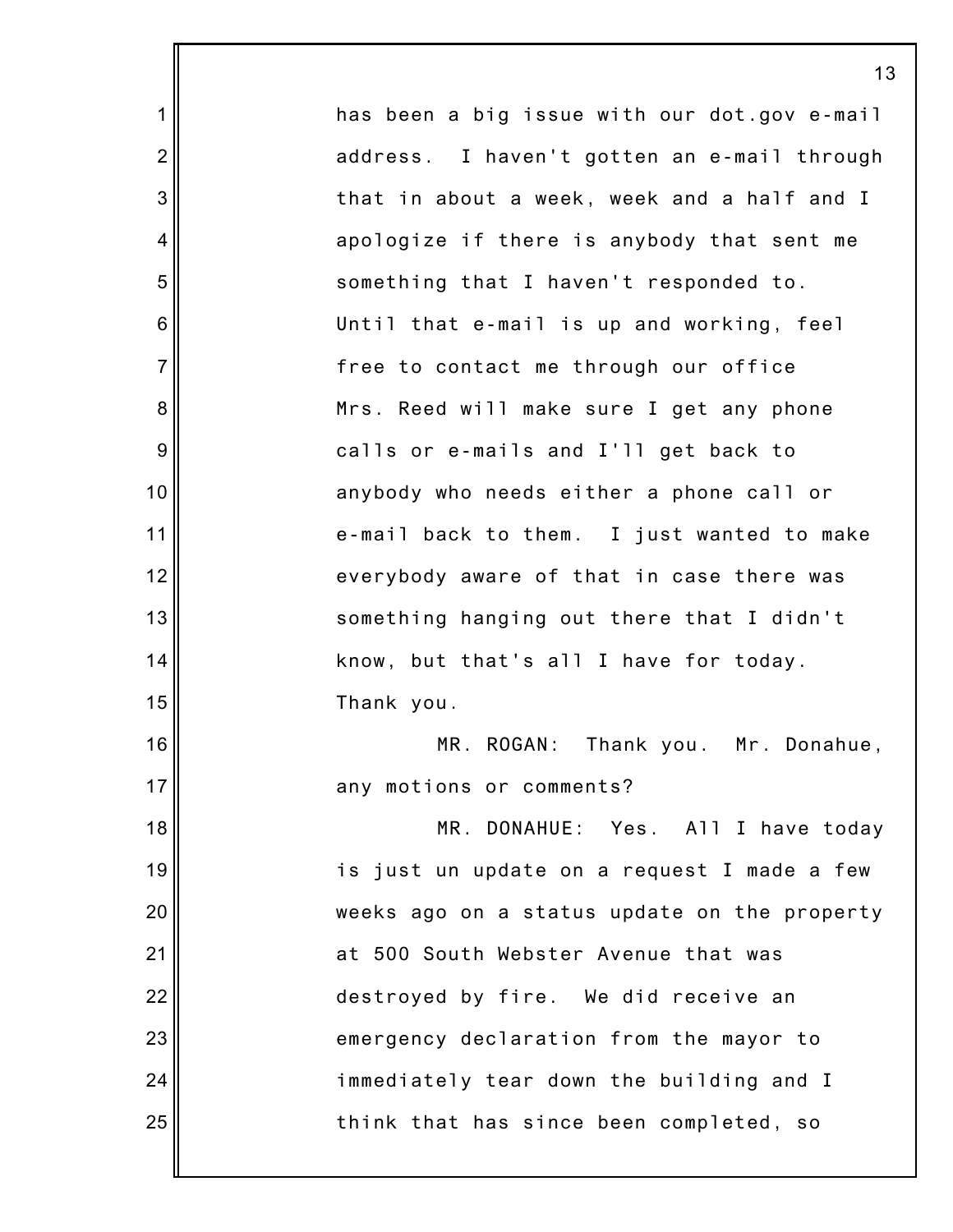has been a big issue with our dot.gov e-mail address. I haven't gotten an e-mail through that in about a week, week and a half and I apologize if there is anybody that sent me something that I haven't responded to. Until that e-mail is up and working, feel free to contact me through our office Mrs. Reed will make sure I get any phone calls or e-mails and I'll get back to anybody who needs either a phone call or e-mail back to them. I just wanted to make everybody aware of that in case there was something hanging out there that I didn't know, but that's all I have for today. Thank you.

MR. ROGAN: Thank you. Mr. Donahue, any motions or comments?

MR. DONAHUE: Yes. All I have today is just un update on a request I made a few weeks ago on a status update on the property at 500 South Webster Avenue that was destroyed by fire. We did receive an emergency declaration from the mayor to immediately tear down the building and I think that has since been completed, so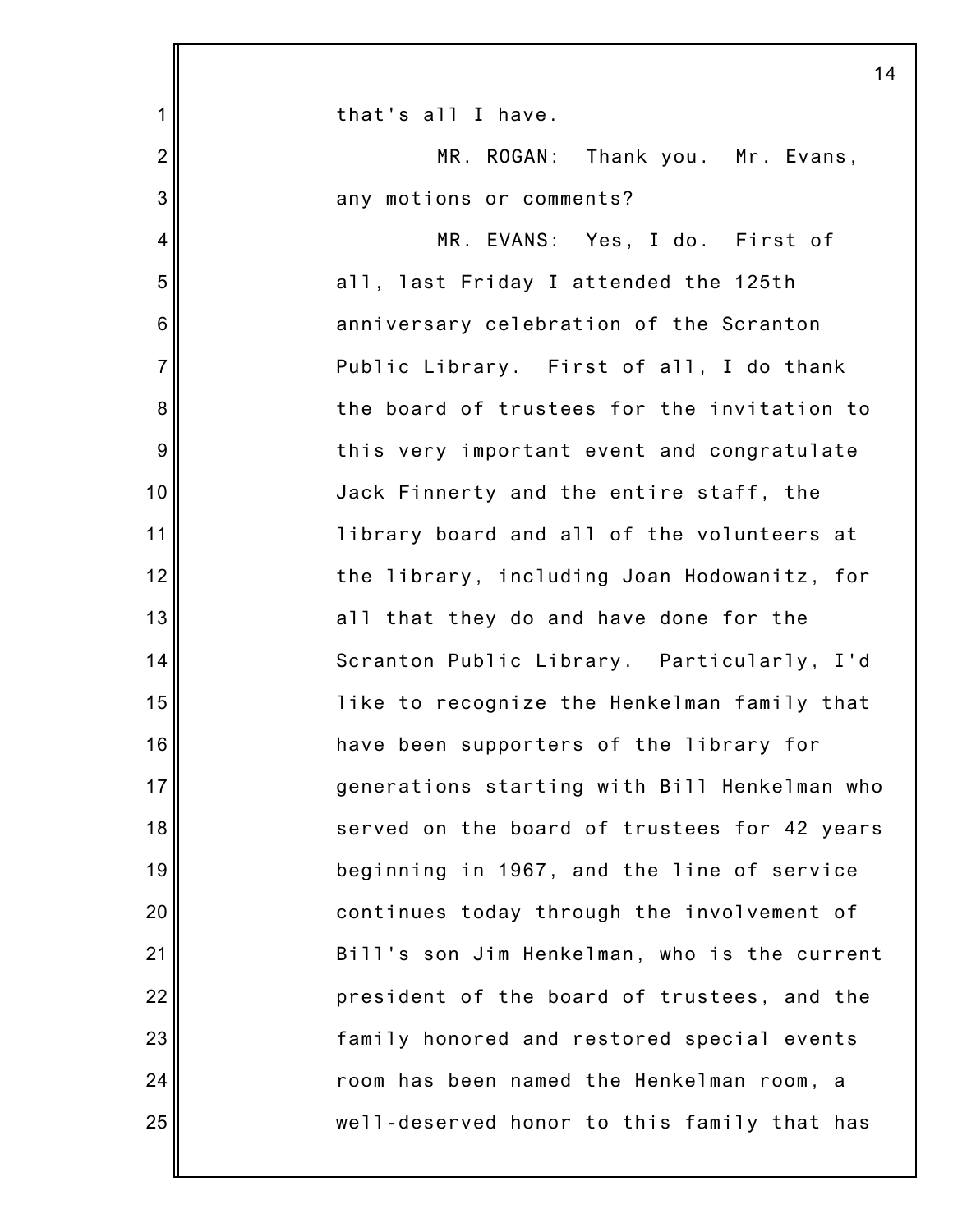that's all I have.

MR. ROGAN: Thank you. Mr. Evans, any motions or comments?

MR. EVANS: Yes, I do. First of all, last Friday I attended the 125th anniversary celebration of the Scranton Public Library. First of all, I do thank the board of trustees for the invitation to this very important event and congratulate Jack Finnerty and the entire staff, the library board and all of the volunteers at the library, including Joan Hodowanitz, for all that they do and have done for the Scranton Public Library. Particularly, I'd like to recognize the Henkelman family that have been supporters of the library for generations starting with Bill Henkelman who served on the board of trustees for 42 years beginning in 1967, and the line of service continues today through the involvement of Bill's son Jim Henkelman, who is the current president of the board of trustees, and the family honored and restored special events room has been named the Henkelman room, a well-deserved honor to this family that has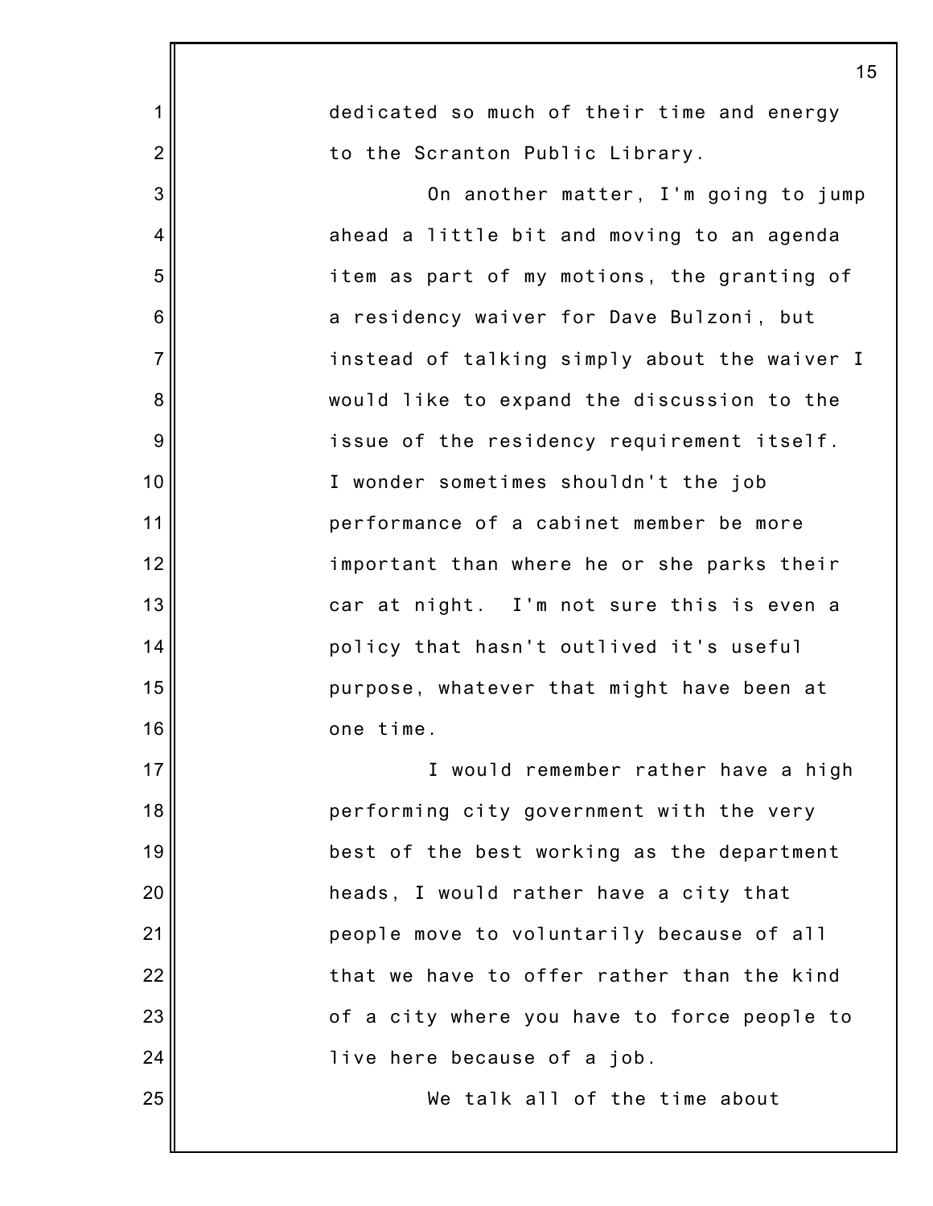dedicated so much of their time and energy to the Scranton Public Library.

On another matter, I'm going to jump ahead a little bit and moving to an agenda item as part of my motions, the granting of a residency waiver for Dave Bulzoni, but instead of talking simply about the waiver I would like to expand the discussion to the issue of the residency requirement itself. I wonder sometimes shouldn't the job performance of a cabinet member be more important than where he or she parks their car at night. I'm not sure this is even a policy that hasn't outlived it's useful purpose, whatever that might have been at one time.

I would remember rather have a high performing city government with the very best of the best working as the department heads, I would rather have a city that people move to voluntarily because of all that we have to offer rather than the kind of a city where you have to force people to live here because of a job.

We talk all of the time about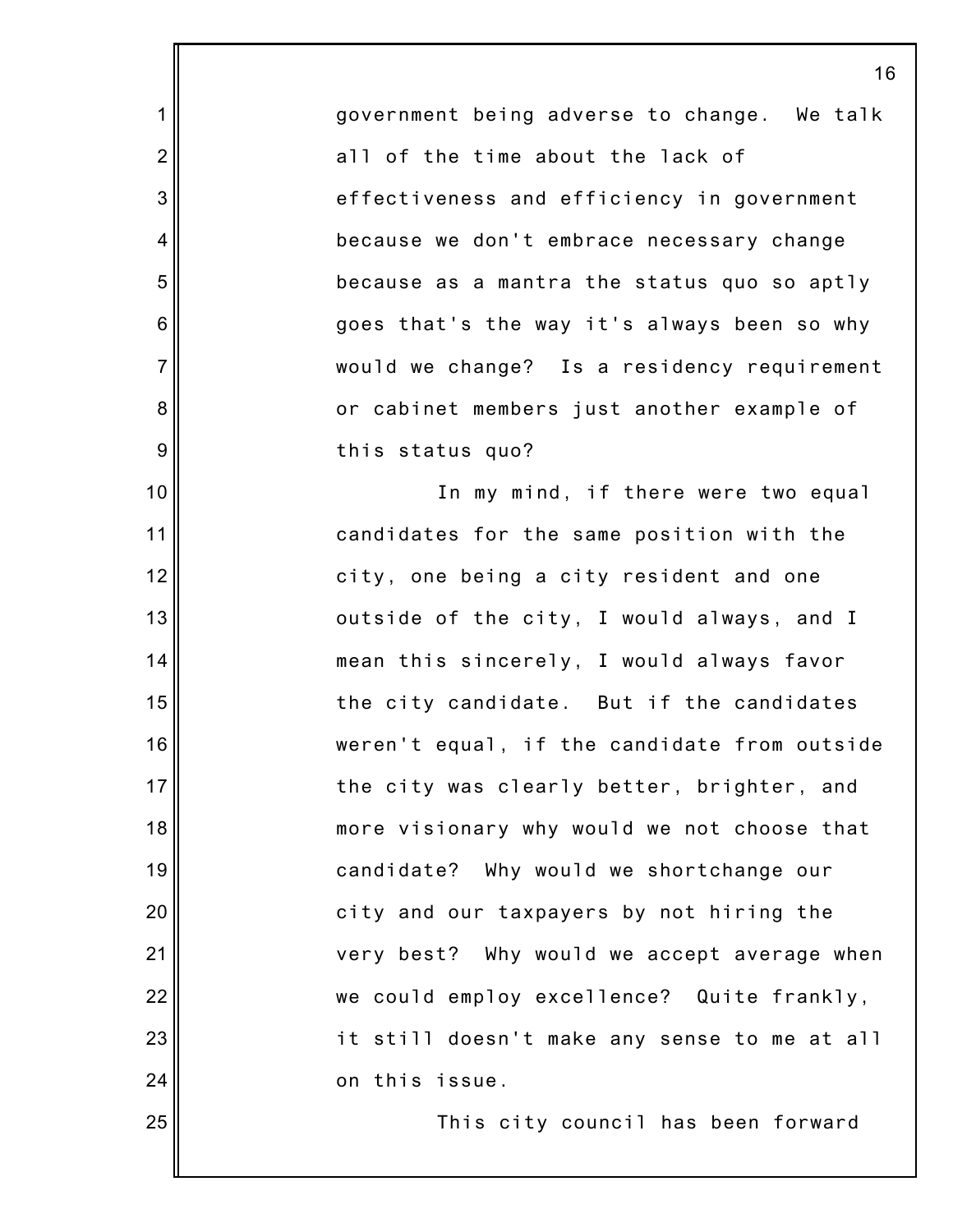government being adverse to change. We talk all of the time about the lack of effectiveness and efficiency in government because we don't embrace necessary change because as a mantra the status quo so aptly goes that's the way it's always been so why would we change? Is a residency requirement or cabinet members just another example of this status quo?

In my mind, if there were two equal candidates for the same position with the city, one being a city resident and one outside of the city, I would always, and I mean this sincerely, I would always favor the city candidate. But if the candidates weren't equal, if the candidate from outside the city was clearly better, brighter, and more visionary why would we not choose that candidate? Why would we shortchange our city and our taxpayers by not hiring the very best? Why would we accept average when we could employ excellence? Quite frankly, it still doesn't make any sense to me at all on this issue.

This city council has been forward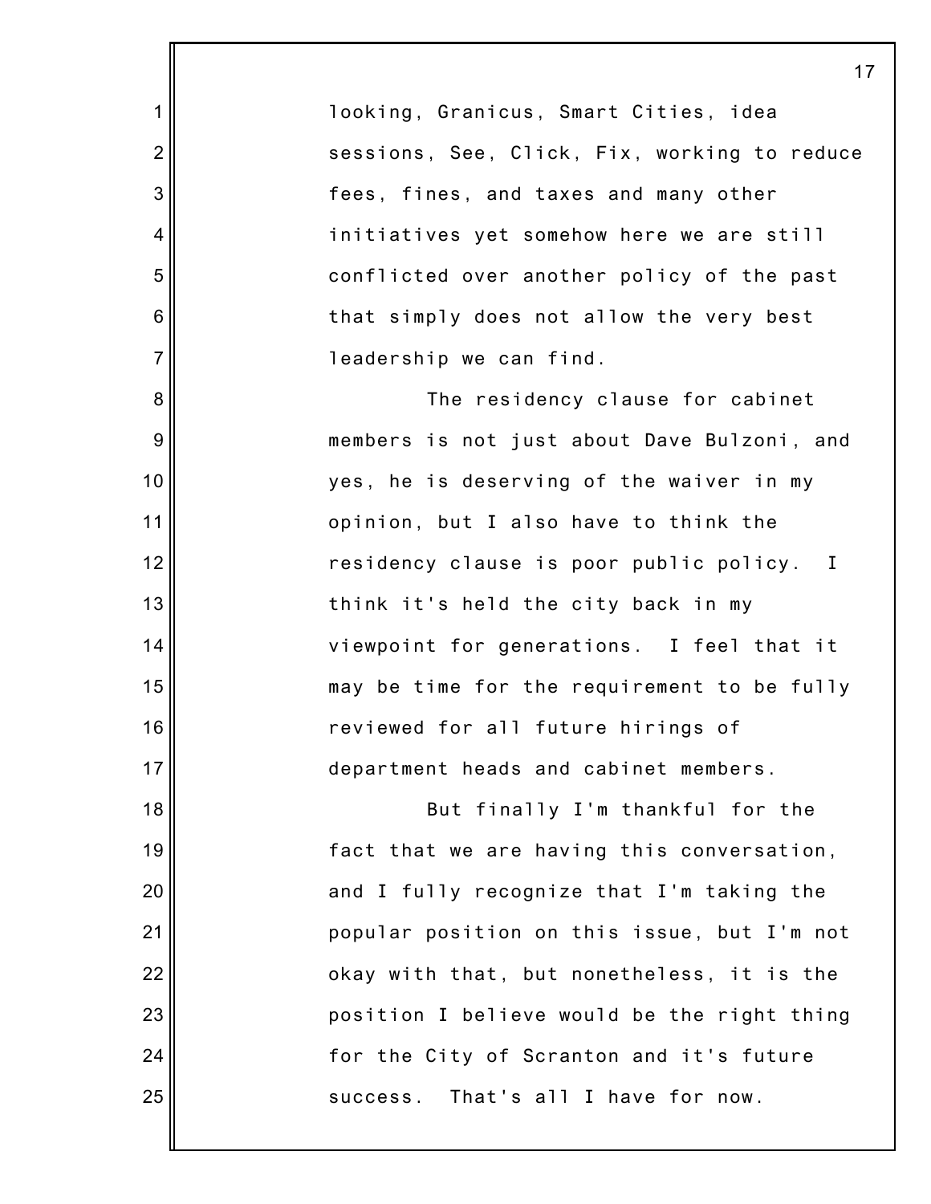looking, Granicus, Smart Cities, idea sessions, See, Click, Fix, working to reduce fees, fines, and taxes and many other initiatives yet somehow here we are still conflicted over another policy of the past that simply does not allow the very best leadership we can find.

The residency clause for cabinet members is not just about Dave Bulzoni, and yes, he is deserving of the waiver in my opinion, but I also have to think the residency clause is poor public policy. I think it's held the city back in my viewpoint for generations. I feel that it may be time for the requirement to be fully reviewed for all future hirings of department heads and cabinet members.

But finally I'm thankful for the fact that we are having this conversation, and I fully recognize that I'm taking the popular position on this issue, but I'm not okay with that, but nonetheless, it is the position I believe would be the right thing for the City of Scranton and it's future success. That's all I have for now.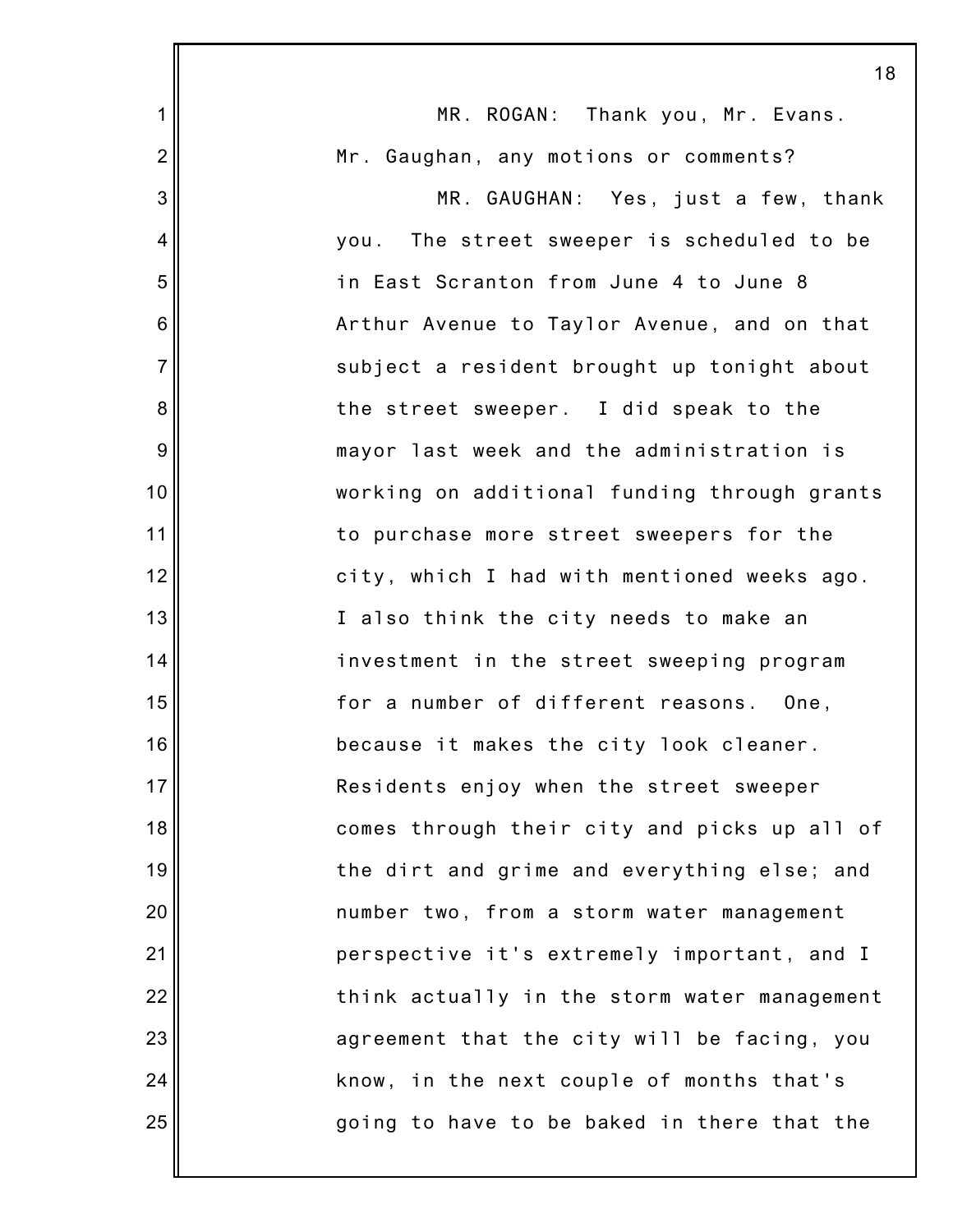MR. ROGAN: Thank you, Mr. Evans. Mr. Gaughan, any motions or comments?

MR. GAUGHAN: Yes, just a few, thank you. The street sweeper is scheduled to be in East Scranton from June 4 to June 8 Arthur Avenue to Taylor Avenue, and on that subject a resident brought up tonight about the street sweeper. I did speak to the mayor last week and the administration is working on additional funding through grants to purchase more street sweepers for the city, which I had with mentioned weeks ago. I also think the city needs to make an investment in the street sweeping program for a number of different reasons. One, because it makes the city look cleaner. Residents enjoy when the street sweeper comes through their city and picks up all of the dirt and grime and everything else; and number two, from a storm water management perspective it's extremely important, and I think actually in the storm water management agreement that the city will be facing, you know, in the next couple of months that's going to have to be baked in there that the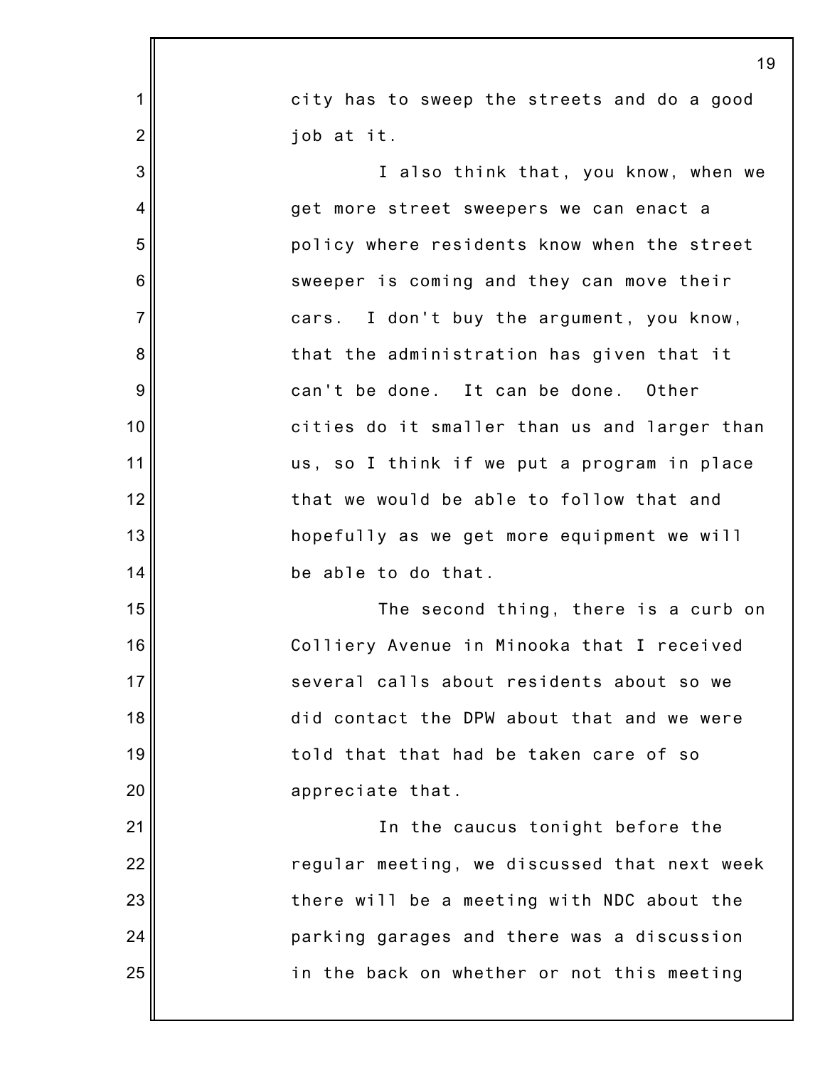city has to sweep the streets and do a good job at it.

I also think that, you know, when we get more street sweepers we can enact a policy where residents know when the street sweeper is coming and they can move their cars. I don't buy the argument, you know, that the administration has given that it can't be done. It can be done. Other cities do it smaller than us and larger than us, so I think if we put a program in place that we would be able to follow that and hopefully as we get more equipment we will be able to do that.

The second thing, there is a curb on Colliery Avenue in Minooka that I received several calls about residents about so we did contact the DPW about that and we were told that that had be taken care of so appreciate that.

In the caucus tonight before the regular meeting, we discussed that next week there will be a meeting with NDC about the parking garages and there was a discussion in the back on whether or not this meeting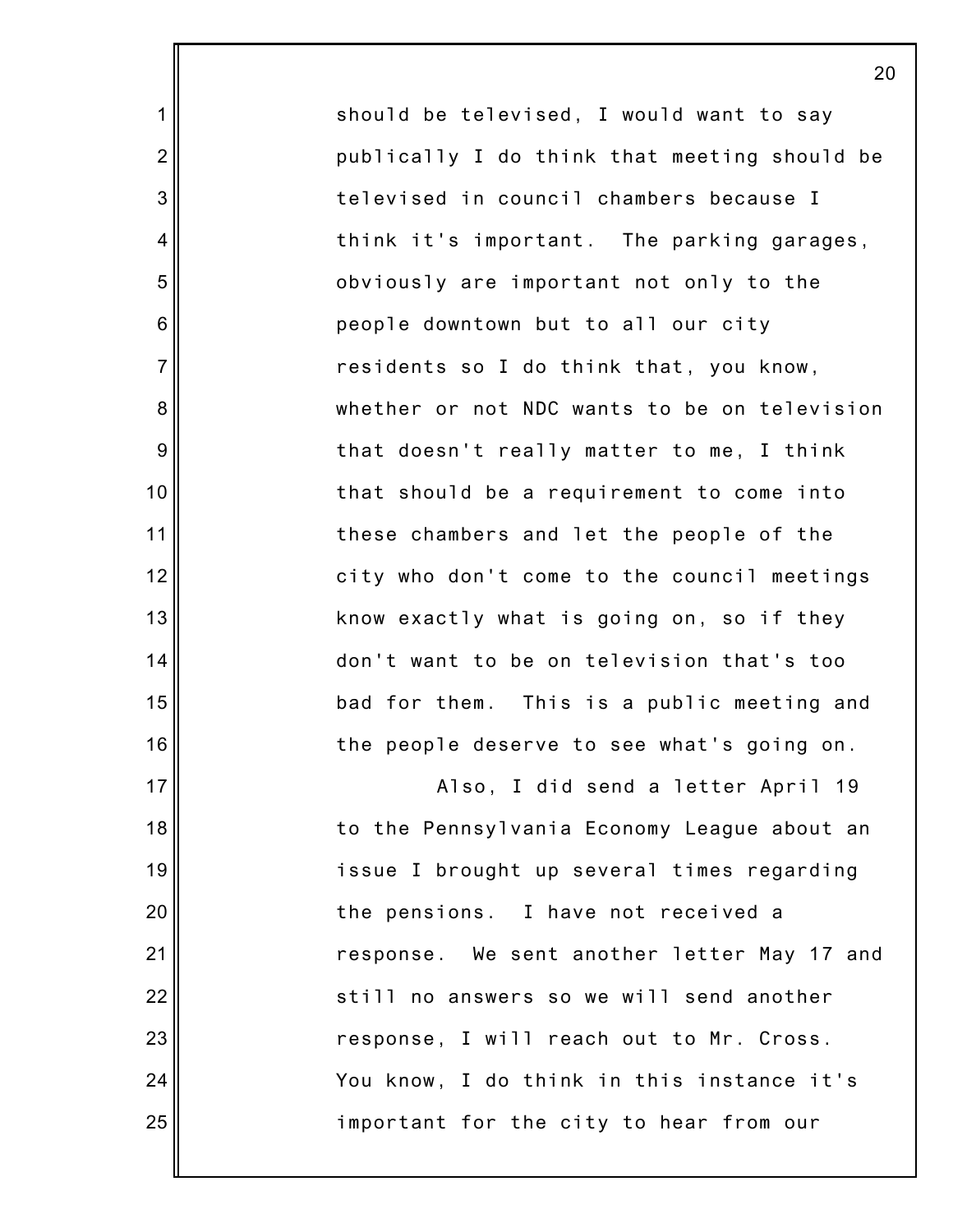should be televised, I would want to say publically I do think that meeting should be televised in council chambers because I think it's important. The parking garages, obviously are important not only to the people downtown but to all our city residents so I do think that, you know, whether or not NDC wants to be on television that doesn't really matter to me, I think that should be a requirement to come into these chambers and let the people of the city who don't come to the council meetings know exactly what is going on, so if they don't want to be on television that's too bad for them. This is a public meeting and the people deserve to see what's going on.

Also, I did send a letter April 19 to the Pennsylvania Economy League about an issue I brought up several times regarding the pensions. I have not received a response. We sent another letter May 17 and still no answers so we will send another response, I will reach out to Mr. Cross. You know, I do think in this instance it's important for the city to hear from our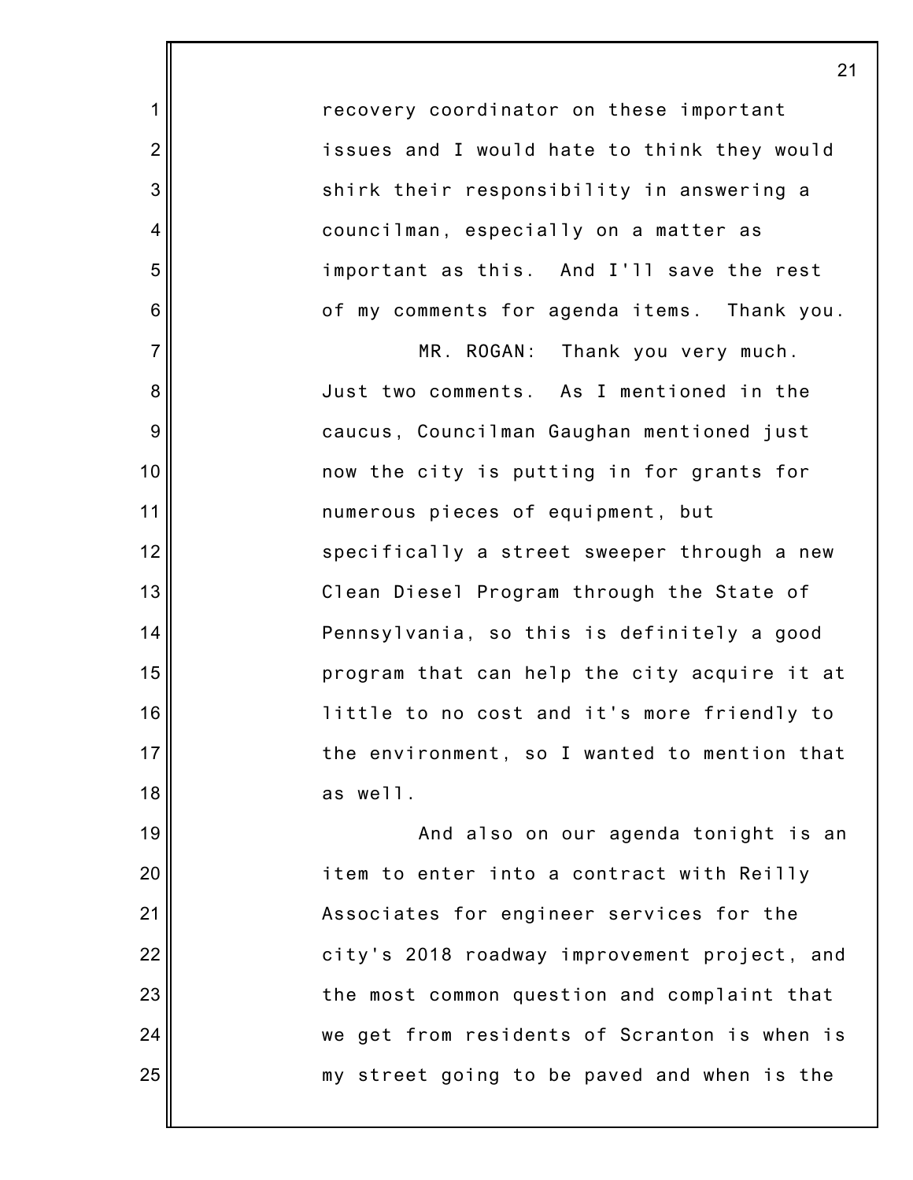recovery coordinator on these important issues and I would hate to think they would shirk their responsibility in answering a councilman, especially on a matter as important as this. And I'll save the rest of my comments for agenda items. Thank you.

MR. ROGAN: Thank you very much. Just two comments. As I mentioned in the caucus, Councilman Gaughan mentioned just now the city is putting in for grants for numerous pieces of equipment, but specifically a street sweeper through a new Clean Diesel Program through the State of Pennsylvania, so this is definitely a good program that can help the city acquire it at little to no cost and it's more friendly to the environment, so I wanted to mention that as well.

And also on our agenda tonight is an item to enter into a contract with Reilly Associates for engineer services for the city's 2018 roadway improvement project, and the most common question and complaint that we get from residents of Scranton is when is my street going to be paved and when is the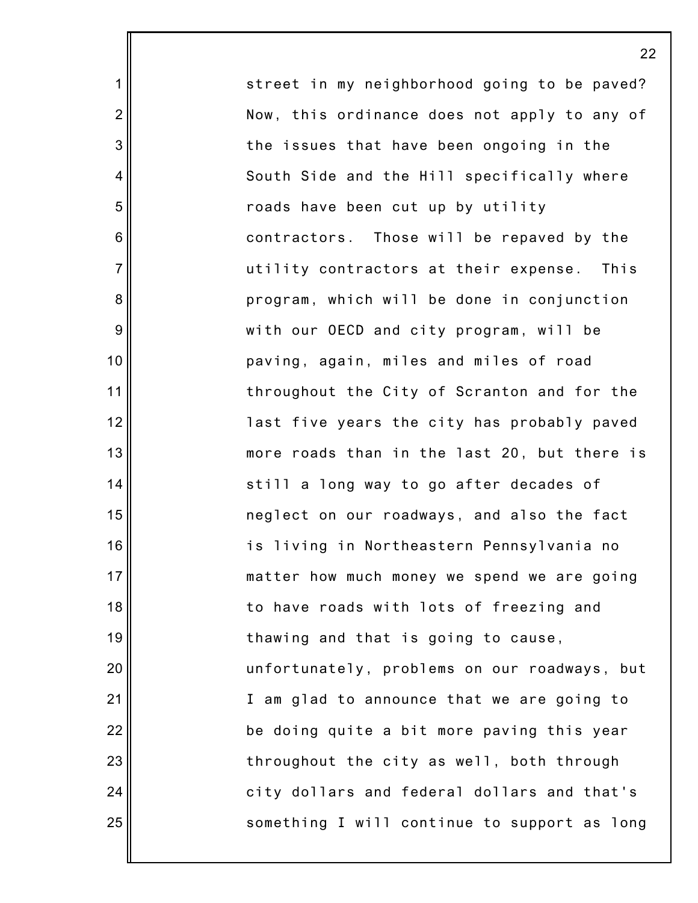street in my neighborhood going to be paved? Now, this ordinance does not apply to any of the issues that have been ongoing in the South Side and the Hill specifically where roads have been cut up by utility contractors. Those will be repaved by the utility contractors at their expense. This program, which will be done in conjunction with our OECD and city program, will be paving, again, miles and miles of road throughout the City of Scranton and for the last five years the city has probably paved more roads than in the last 20, but there is still a long way to go after decades of neglect on our roadways, and also the fact is living in Northeastern Pennsylvania no matter how much money we spend we are going to have roads with lots of freezing and thawing and that is going to cause, unfortunately, problems on our roadways, but I am glad to announce that we are going to be doing quite a bit more paving this year throughout the city as well, both through city dollars and federal dollars and that's something I will continue to support as long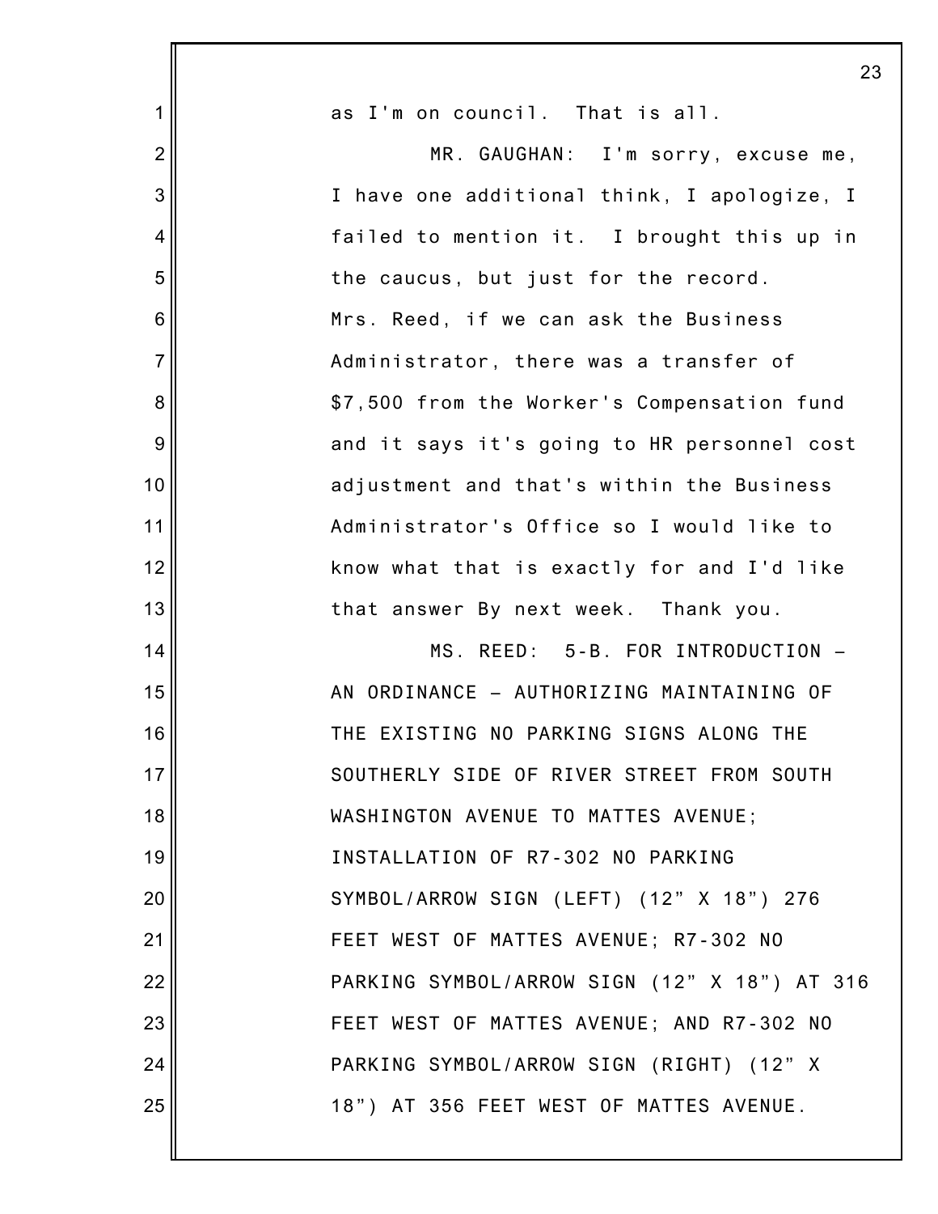as I'm on council. That is all.

MR. GAUGHAN: I'm sorry, excuse me, I have one additional think, I apologize, I failed to mention it. I brought this up in the caucus, but just for the record. Mrs. Reed, if we can ask the Business Administrator, there was a transfer of $7,500 from the Worker's Compensation fund and it says it's going to HR personnel cost adjustment and that's within the Business Administrator's Office so I would like to know what that is exactly for and I'd like that answer By next week. Thank you.

MS. REED: 5-B. FOR INTRODUCTION – AN ORDINANCE – AUTHORIZING MAINTAINING OF THE EXISTING NO PARKING SIGNS ALONG THE SOUTHERLY SIDE OF RIVER STREET FROM SOUTH WASHINGTON AVENUE TO MATTES AVENUE; INSTALLATION OF R7-302 NO PARKING SYMBOL/ARROW SIGN (LEFT) (12" X 18") 276 FEET WEST OF MATTES AVENUE; R7-302 NO PARKING SYMBOL/ARROW SIGN (12" X 18") AT 316 FEET WEST OF MATTES AVENUE; AND R7-302 NO PARKING SYMBOL/ARROW SIGN (RIGHT) (12" X 18") AT 356 FEET WEST OF MATTES AVENUE.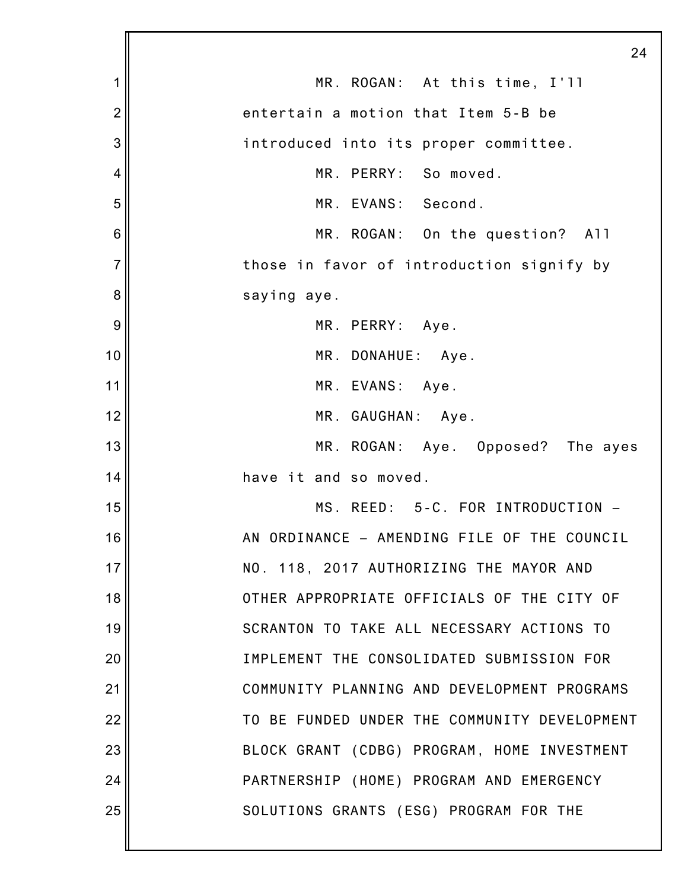MR. ROGAN: At this time, I'll entertain a motion that Item 5-B be introduced into its proper committee.

MR. PERRY: So moved.

MR. EVANS: Second.

MR. ROGAN: On the question? All those in favor of introduction signify by saying aye.

MR. PERRY: Aye.

MR. DONAHUE: Aye.

MR. EVANS: Aye.

MR. GAUGHAN: Aye.

MR. ROGAN: Aye. Opposed? The ayes have it and so moved.

MS. REED: 5-C. FOR INTRODUCTION – AN ORDINANCE – AMENDING FILE OF THE COUNCIL NO. 118, 2017 AUTHORIZING THE MAYOR AND OTHER APPROPRIATE OFFICIALS OF THE CITY OF SCRANTON TO TAKE ALL NECESSARY ACTIONS TO IMPLEMENT THE CONSOLIDATED SUBMISSION FOR COMMUNITY PLANNING AND DEVELOPMENT PROGRAMS TO BE FUNDED UNDER THE COMMUNITY DEVELOPMENT BLOCK GRANT (CDBG) PROGRAM, HOME INVESTMENT PARTNERSHIP (HOME) PROGRAM AND EMERGENCY SOLUTIONS GRANTS (ESG) PROGRAM FOR THE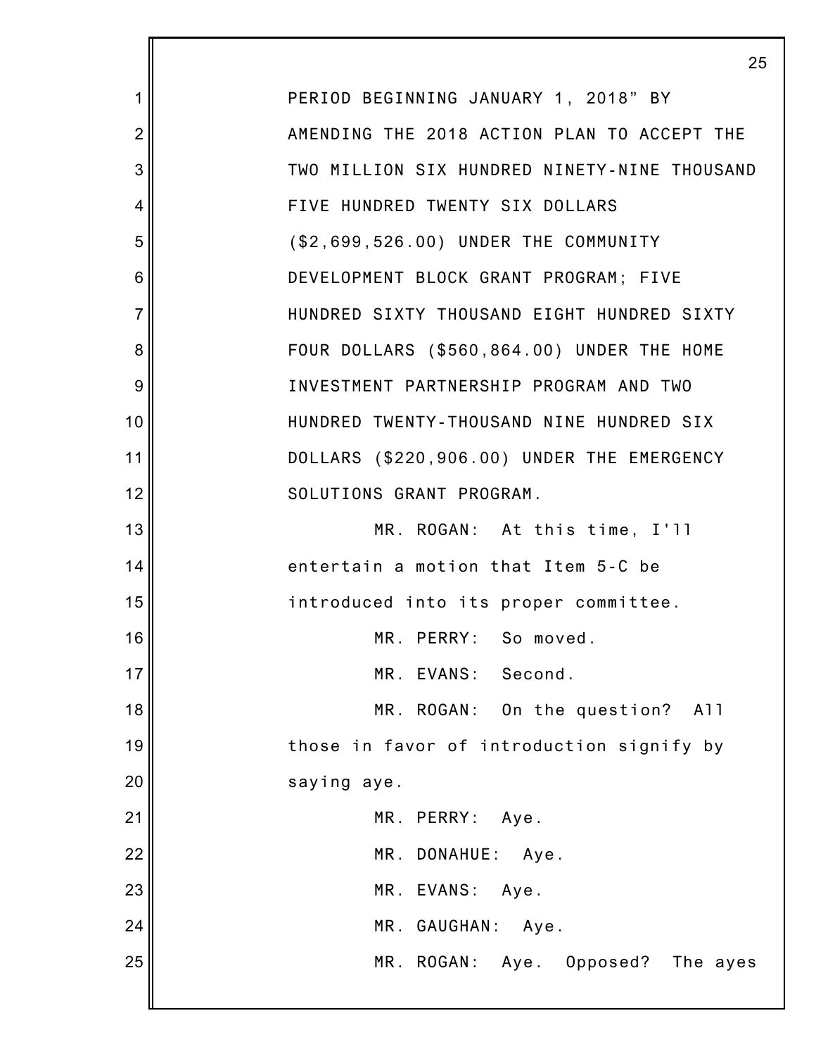PERIOD BEGINNING JANUARY 1, 2018" BY AMENDING THE 2018 ACTION PLAN TO ACCEPT THE TWO MILLION SIX HUNDRED NINETY-NINE THOUSAND FIVE HUNDRED TWENTY SIX DOLLARS ($2,699,526.00) UNDER THE COMMUNITY DEVELOPMENT BLOCK GRANT PROGRAM; FIVE HUNDRED SIXTY THOUSAND EIGHT HUNDRED SIXTY FOUR DOLLARS ($560,864.00) UNDER THE HOME INVESTMENT PARTNERSHIP PROGRAM AND TWO HUNDRED TWENTY-THOUSAND NINE HUNDRED SIX DOLLARS ($220,906.00) UNDER THE EMERGENCY SOLUTIONS GRANT PROGRAM.

MR. ROGAN: At this time, I'll entertain a motion that Item 5-C be introduced into its proper committee.

MR. PERRY: So moved.

MR. EVANS: Second.

MR. ROGAN: On the question? All those in favor of introduction signify by saying aye.

MR. PERRY: Aye.

MR. DONAHUE: Aye.

MR. EVANS: Aye.

MR. GAUGHAN: Aye.

MR. ROGAN: Aye. Opposed? The ayes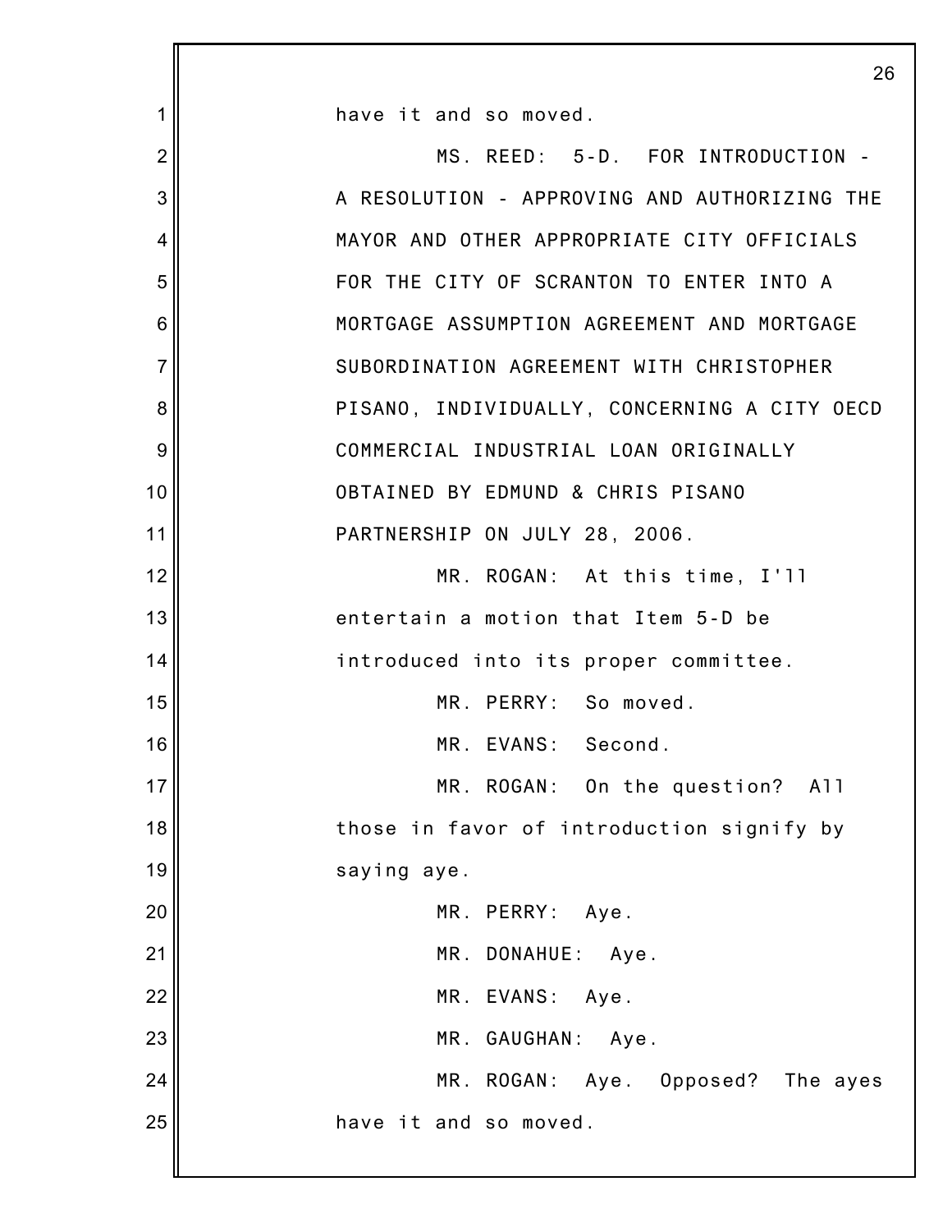have it and so moved.

MS. REED: 5-D. FOR INTRODUCTION - A RESOLUTION - APPROVING AND AUTHORIZING THE MAYOR AND OTHER APPROPRIATE CITY OFFICIALS FOR THE CITY OF SCRANTON TO ENTER INTO A MORTGAGE ASSUMPTION AGREEMENT AND MORTGAGE SUBORDINATION AGREEMENT WITH CHRISTOPHER PISANO, INDIVIDUALLY, CONCERNING A CITY OECD COMMERCIAL INDUSTRIAL LOAN ORIGINALLY OBTAINED BY EDMUND & CHRIS PISANO PARTNERSHIP ON JULY 28, 2006.

MR. ROGAN: At this time, I'll entertain a motion that Item 5-D be introduced into its proper committee.

MR. PERRY: So moved.

MR. EVANS: Second.

MR. ROGAN: On the question? All those in favor of introduction signify by saying aye.

MR. PERRY: Aye.

MR. DONAHUE: Aye.

MR. EVANS: Aye.

MR. GAUGHAN: Aye.

MR. ROGAN: Aye. Opposed? The ayes have it and so moved.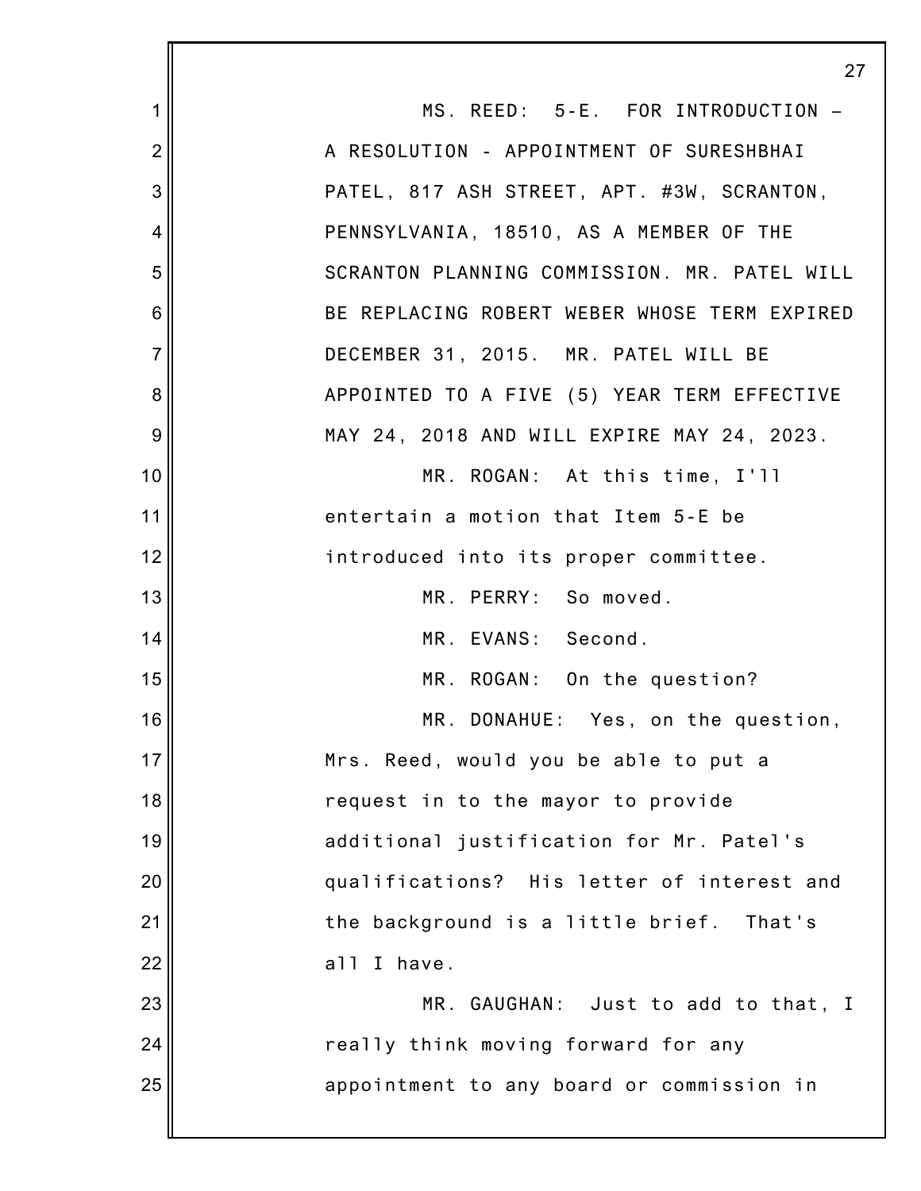MS. REED: 5-E. FOR INTRODUCTION – A RESOLUTION - APPOINTMENT OF SURESHBHAI PATEL, 817 ASH STREET, APT. #3W, SCRANTON, PENNSYLVANIA, 18510, AS A MEMBER OF THE SCRANTON PLANNING COMMISSION. MR. PATEL WILL BE REPLACING ROBERT WEBER WHOSE TERM EXPIRED DECEMBER 31, 2015. MR. PATEL WILL BE APPOINTED TO A FIVE (5) YEAR TERM EFFECTIVE MAY 24, 2018 AND WILL EXPIRE MAY 24, 2023.

MR. ROGAN: At this time, I'll entertain a motion that Item 5-E be introduced into its proper committee.

MR. PERRY: So moved.

MR. EVANS: Second.

MR. ROGAN: On the question?

MR. DONAHUE: Yes, on the question, Mrs. Reed, would you be able to put a request in to the mayor to provide additional justification for Mr. Patel's qualifications? His letter of interest and the background is a little brief. That's all I have.

MR. GAUGHAN: Just to add to that, I really think moving forward for any appointment to any board or commission in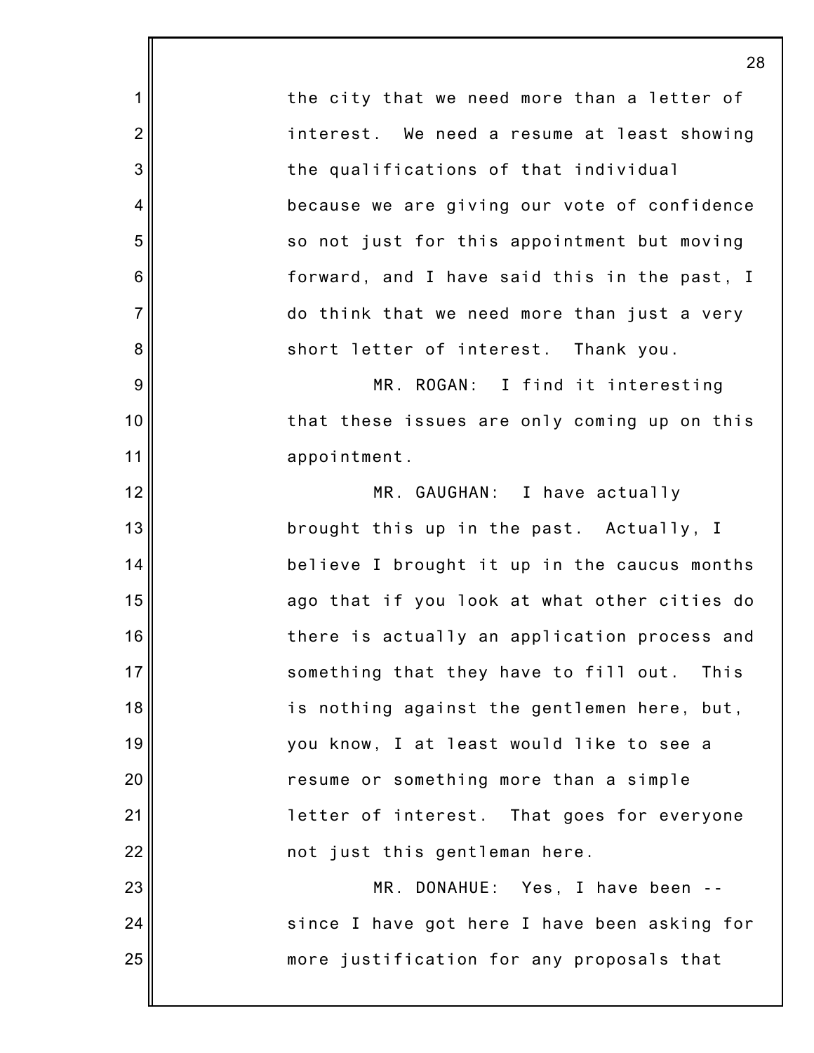the city that we need more than a letter of interest. We need a resume at least showing the qualifications of that individual because we are giving our vote of confidence so not just for this appointment but moving forward, and I have said this in the past, I do think that we need more than just a very short letter of interest. Thank you.

MR. ROGAN: I find it interesting that these issues are only coming up on this appointment.

MR. GAUGHAN: I have actually brought this up in the past. Actually, I believe I brought it up in the caucus months ago that if you look at what other cities do there is actually an application process and something that they have to fill out. This is nothing against the gentlemen here, but, you know, I at least would like to see a resume or something more than a simple letter of interest. That goes for everyone not just this gentleman here.

MR. DONAHUE: Yes, I have been -- since I have got here I have been asking for more justification for any proposals that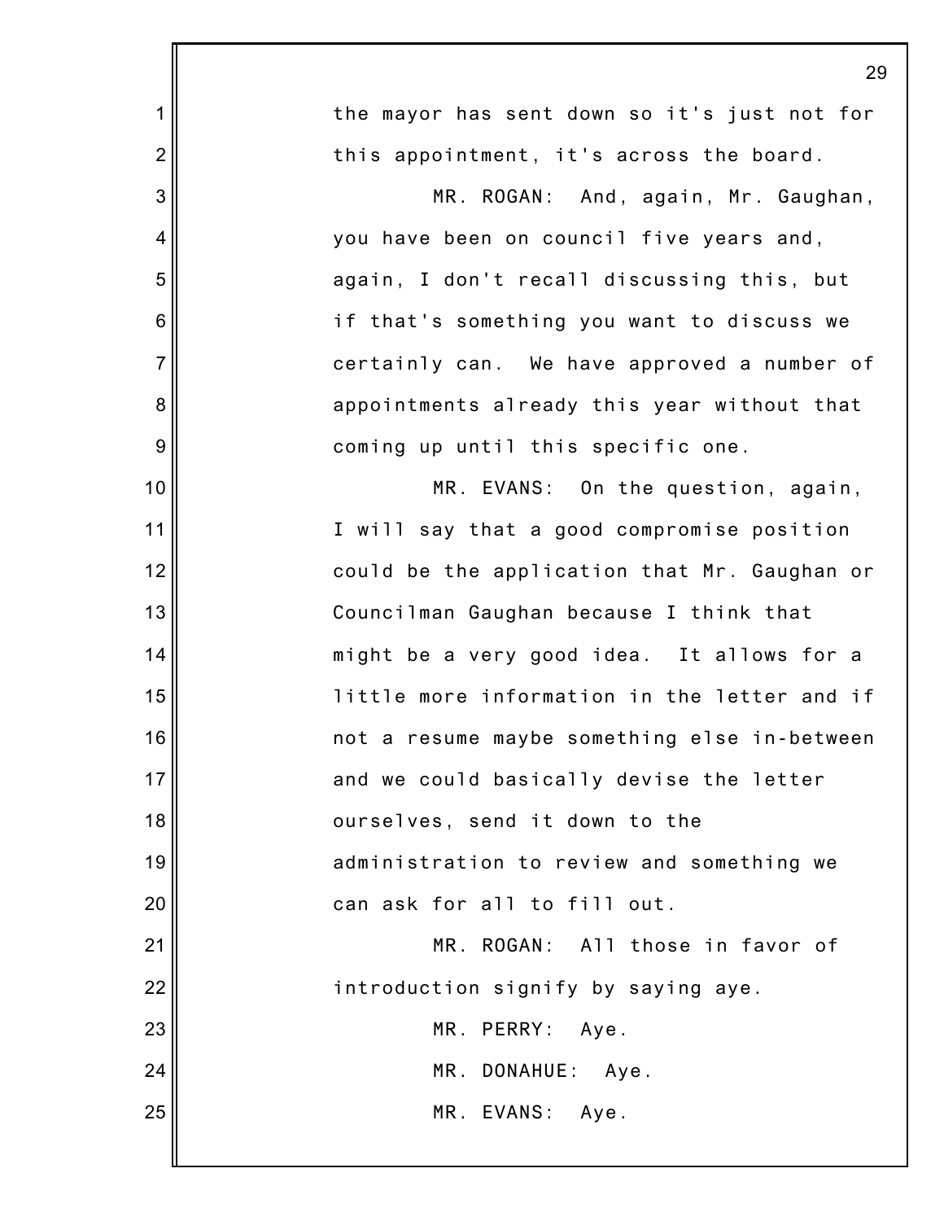the mayor has sent down so it's just not for this appointment, it's across the board.

MR. ROGAN: And, again, Mr. Gaughan, you have been on council five years and, again, I don't recall discussing this, but if that's something you want to discuss we certainly can. We have approved a number of appointments already this year without that coming up until this specific one.

MR. EVANS: On the question, again, I will say that a good compromise position could be the application that Mr. Gaughan or Councilman Gaughan because I think that might be a very good idea. It allows for a little more information in the letter and if not a resume maybe something else in-between and we could basically devise the letter ourselves, send it down to the administration to review and something we can ask for all to fill out.

MR. ROGAN: All those in favor of introduction signify by saying aye.

MR. PERRY: Aye.

MR. DONAHUE: Aye.

MR. EVANS: Aye.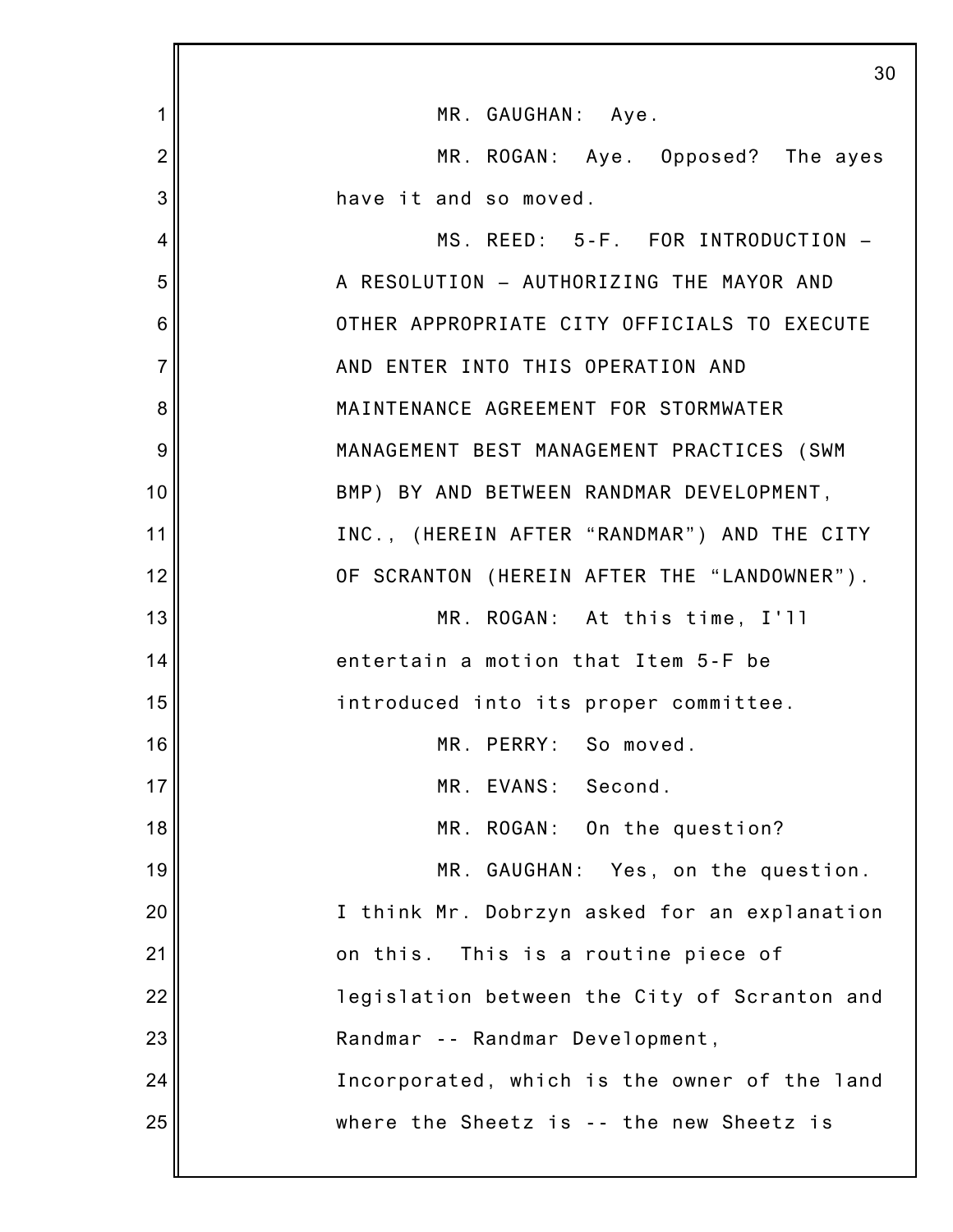MR. GAUGHAN: Aye.

MR. ROGAN: Aye. Opposed? The ayes have it and so moved.

MS. REED: 5-F. FOR INTRODUCTION – A RESOLUTION – AUTHORIZING THE MAYOR AND OTHER APPROPRIATE CITY OFFICIALS TO EXECUTE AND ENTER INTO THIS OPERATION AND MAINTENANCE AGREEMENT FOR STORMWATER MANAGEMENT BEST MANAGEMENT PRACTICES (SWM BMP) BY AND BETWEEN RANDMAR DEVELOPMENT, INC., (HEREIN AFTER “RANDMAR”) AND THE CITY OF SCRANTON (HEREIN AFTER THE “LANDOWNER”).

MR. ROGAN: At this time, I'll entertain a motion that Item 5-F be introduced into its proper committee.

MR. PERRY: So moved.

MR. EVANS: Second.

MR. ROGAN: On the question?

MR. GAUGHAN: Yes, on the question. I think Mr. Dobrzyn asked for an explanation on this. This is a routine piece of legislation between the City of Scranton and Randmar -- Randmar Development, Incorporated, which is the owner of the land where the Sheetz is -- the new Sheetz is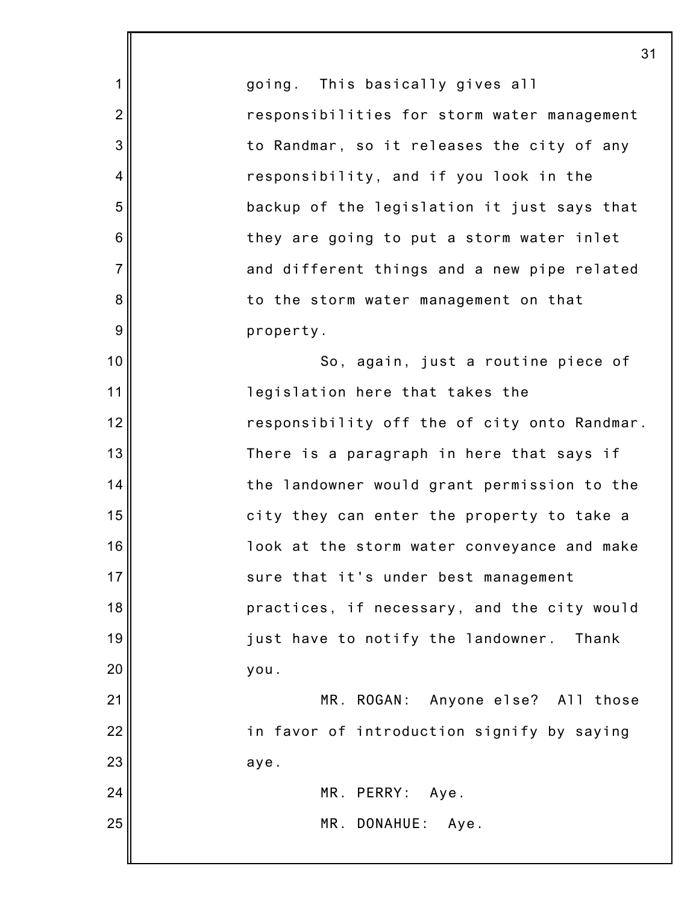going. This basically gives all responsibilities for storm water management to Randmar, so it releases the city of any responsibility, and if you look in the backup of the legislation it just says that they are going to put a storm water inlet and different things and a new pipe related to the storm water management on that property.

So, again, just a routine piece of legislation here that takes the responsibility off the of city onto Randmar. There is a paragraph in here that says if the landowner would grant permission to the city they can enter the property to take a look at the storm water conveyance and make sure that it's under best management practices, if necessary, and the city would just have to notify the landowner. Thank you.

MR. ROGAN: Anyone else? All those in favor of introduction signify by saying aye.

MR. PERRY: Aye.

MR. DONAHUE: Aye.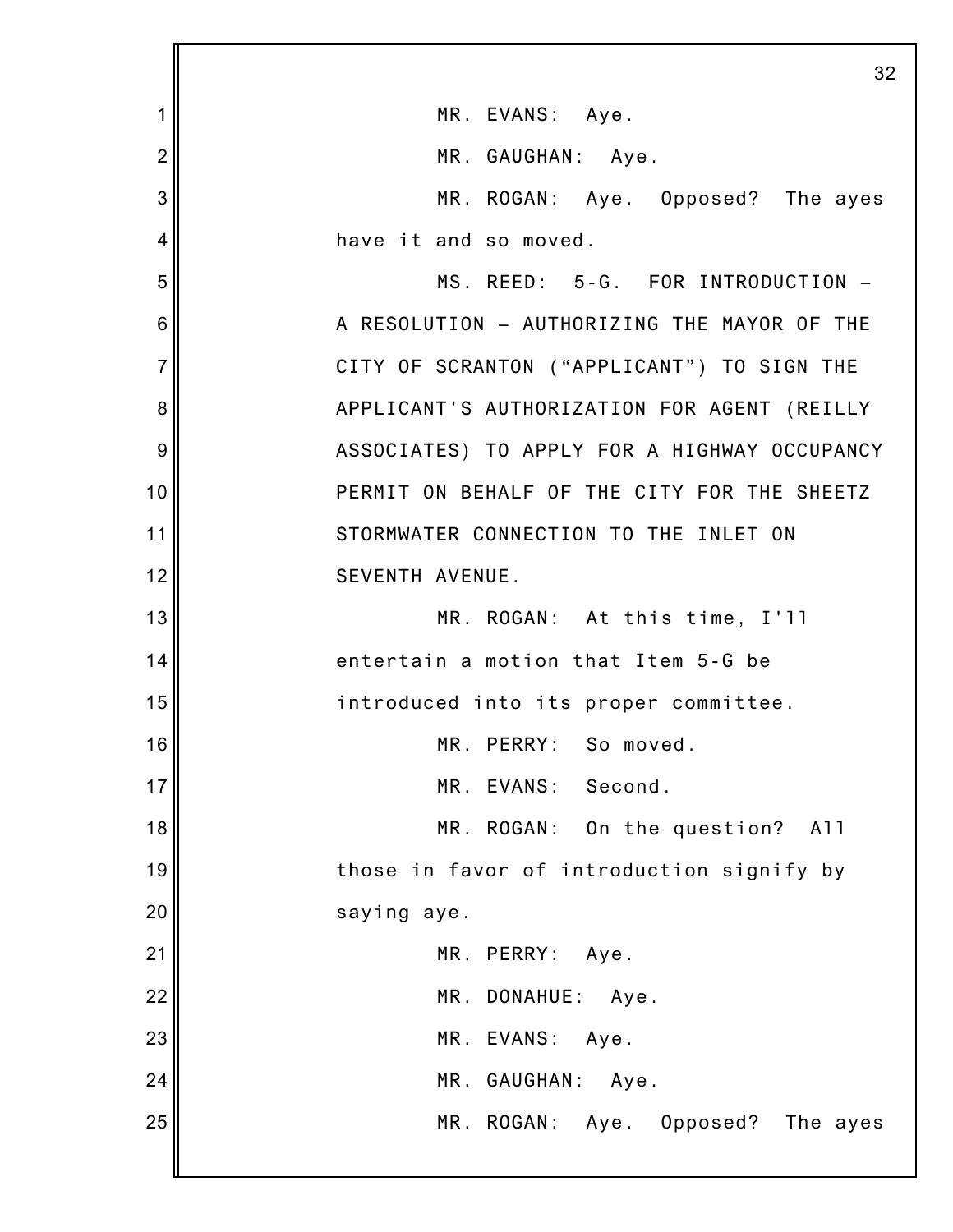MR. EVANS: Aye.

MR. GAUGHAN: Aye.

MR. ROGAN: Aye. Opposed? The ayes have it and so moved.

MS. REED: 5-G. FOR INTRODUCTION – A RESOLUTION – AUTHORIZING THE MAYOR OF THE CITY OF SCRANTON ("APPLICANT") TO SIGN THE APPLICANT'S AUTHORIZATION FOR AGENT (REILLY ASSOCIATES) TO APPLY FOR A HIGHWAY OCCUPANCY PERMIT ON BEHALF OF THE CITY FOR THE SHEETZ STORMWATER CONNECTION TO THE INLET ON SEVENTH AVENUE.

MR. ROGAN: At this time, I'll entertain a motion that Item 5-G be introduced into its proper committee.

MR. PERRY: So moved.

MR. EVANS: Second.

MR. ROGAN: On the question? All those in favor of introduction signify by saying aye.

MR. PERRY: Aye.

MR. DONAHUE: Aye.

MR. EVANS: Aye.

MR. GAUGHAN: Aye.

MR. ROGAN: Aye. Opposed? The ayes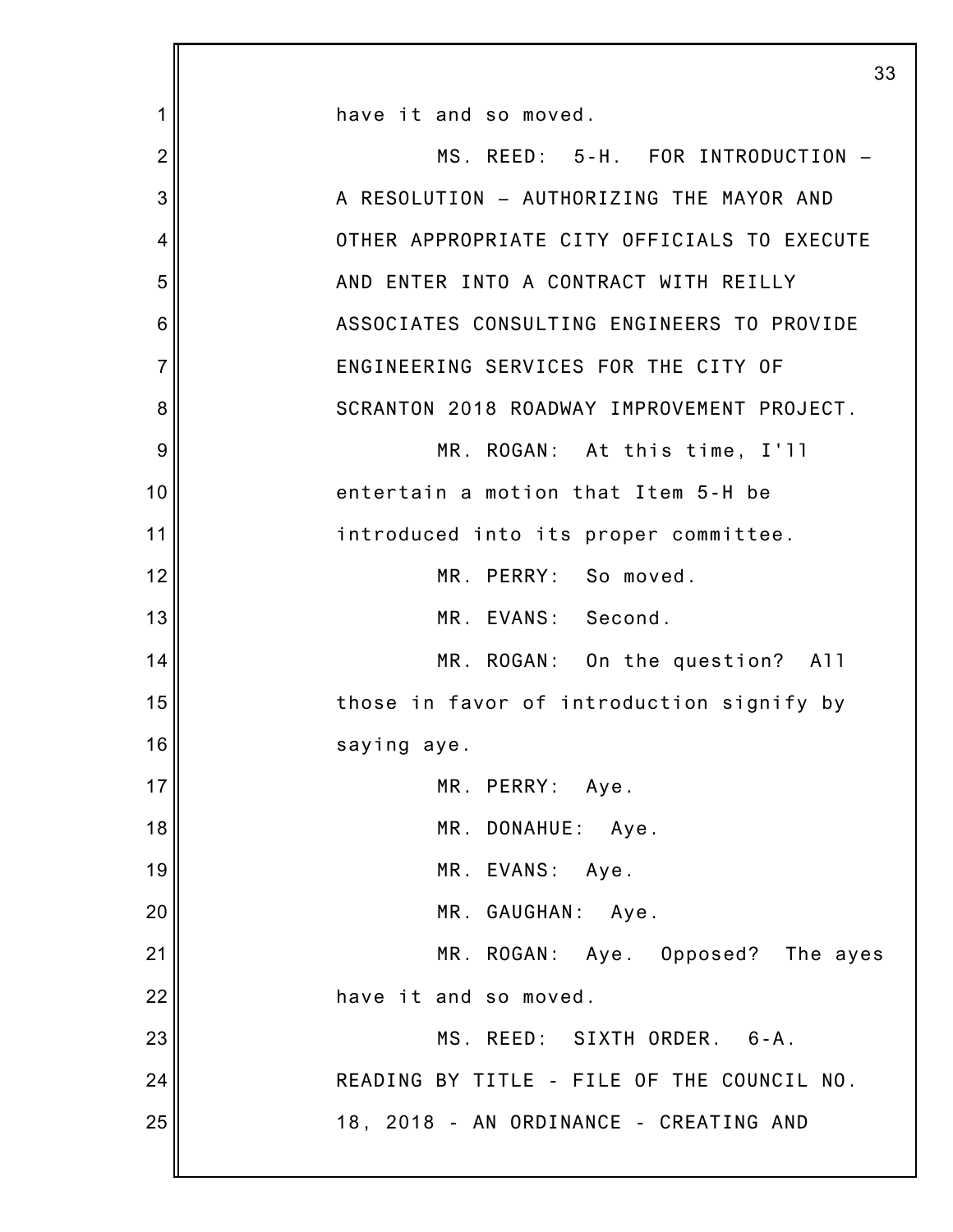have it and so moved.

MS. REED: 5-H. FOR INTRODUCTION – A RESOLUTION – AUTHORIZING THE MAYOR AND OTHER APPROPRIATE CITY OFFICIALS TO EXECUTE AND ENTER INTO A CONTRACT WITH REILLY ASSOCIATES CONSULTING ENGINEERS TO PROVIDE ENGINEERING SERVICES FOR THE CITY OF SCRANTON 2018 ROADWAY IMPROVEMENT PROJECT.

MR. ROGAN: At this time, I'll entertain a motion that Item 5-H be introduced into its proper committee.

MR. PERRY: So moved.

MR. EVANS: Second.

MR. ROGAN: On the question? All those in favor of introduction signify by saying aye.

MR. PERRY: Aye.

MR. DONAHUE: Aye.

MR. EVANS: Aye.

MR. GAUGHAN: Aye.

MR. ROGAN: Aye. Opposed? The ayes have it and so moved.

MS. REED: SIXTH ORDER. 6-A. READING BY TITLE - FILE OF THE COUNCIL NO. 18, 2018 - AN ORDINANCE - CREATING AND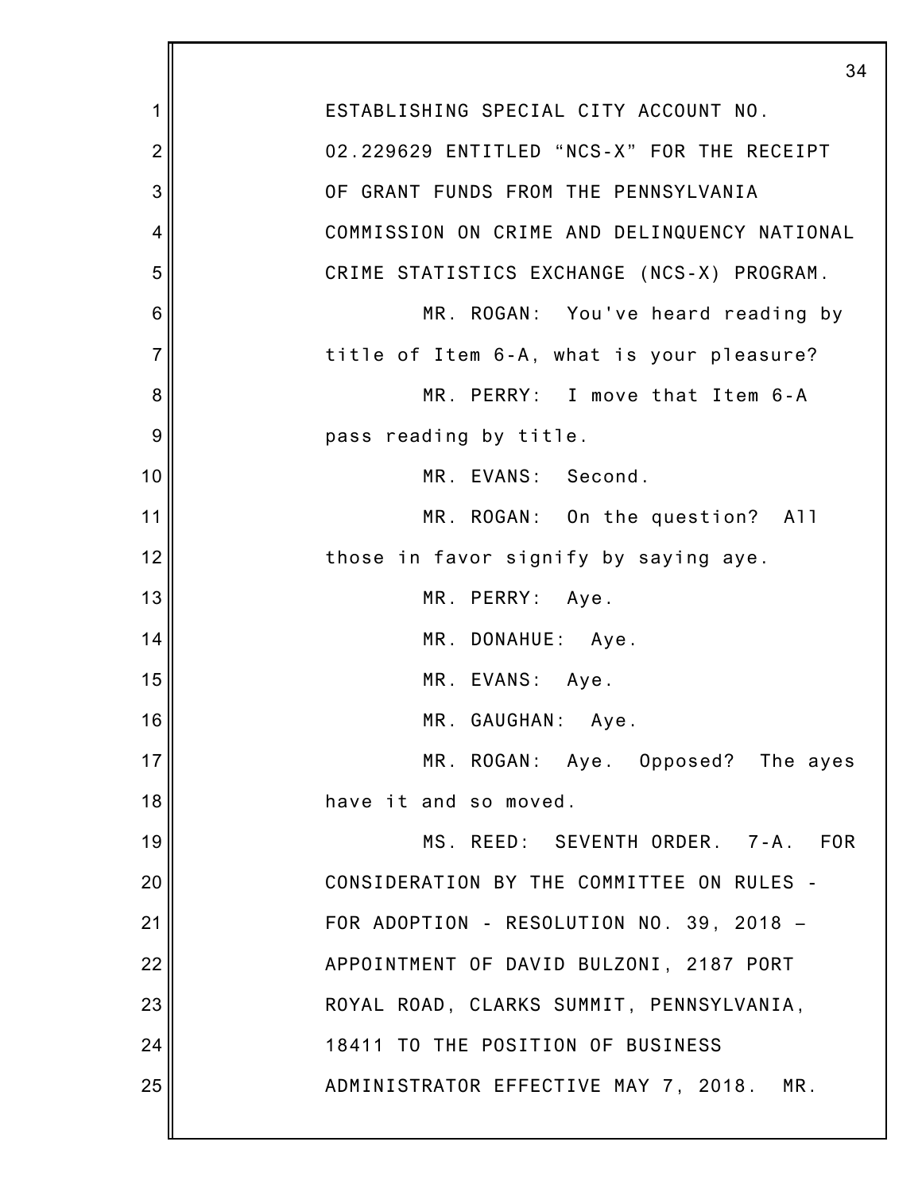ESTABLISHING SPECIAL CITY ACCOUNT NO. 02.229629 ENTITLED "NCS-X" FOR THE RECEIPT OF GRANT FUNDS FROM THE PENNSYLVANIA COMMISSION ON CRIME AND DELINQUENCY NATIONAL CRIME STATISTICS EXCHANGE (NCS-X) PROGRAM.

MR. ROGAN: You've heard reading by title of Item 6-A, what is your pleasure?

MR. PERRY: I move that Item 6-A pass reading by title.

MR. EVANS: Second.

MR. ROGAN: On the question? All those in favor signify by saying aye.

MR. PERRY: Aye.

MR. DONAHUE: Aye.

MR. EVANS: Aye.

MR. GAUGHAN: Aye.

MR. ROGAN: Aye. Opposed? The ayes have it and so moved.

MS. REED: SEVENTH ORDER. 7-A. FOR CONSIDERATION BY THE COMMITTEE ON RULES - FOR ADOPTION - RESOLUTION NO. 39, 2018 – APPOINTMENT OF DAVID BULZONI, 2187 PORT ROYAL ROAD, CLARKS SUMMIT, PENNSYLVANIA, 18411 TO THE POSITION OF BUSINESS ADMINISTRATOR EFFECTIVE MAY 7, 2018. MR.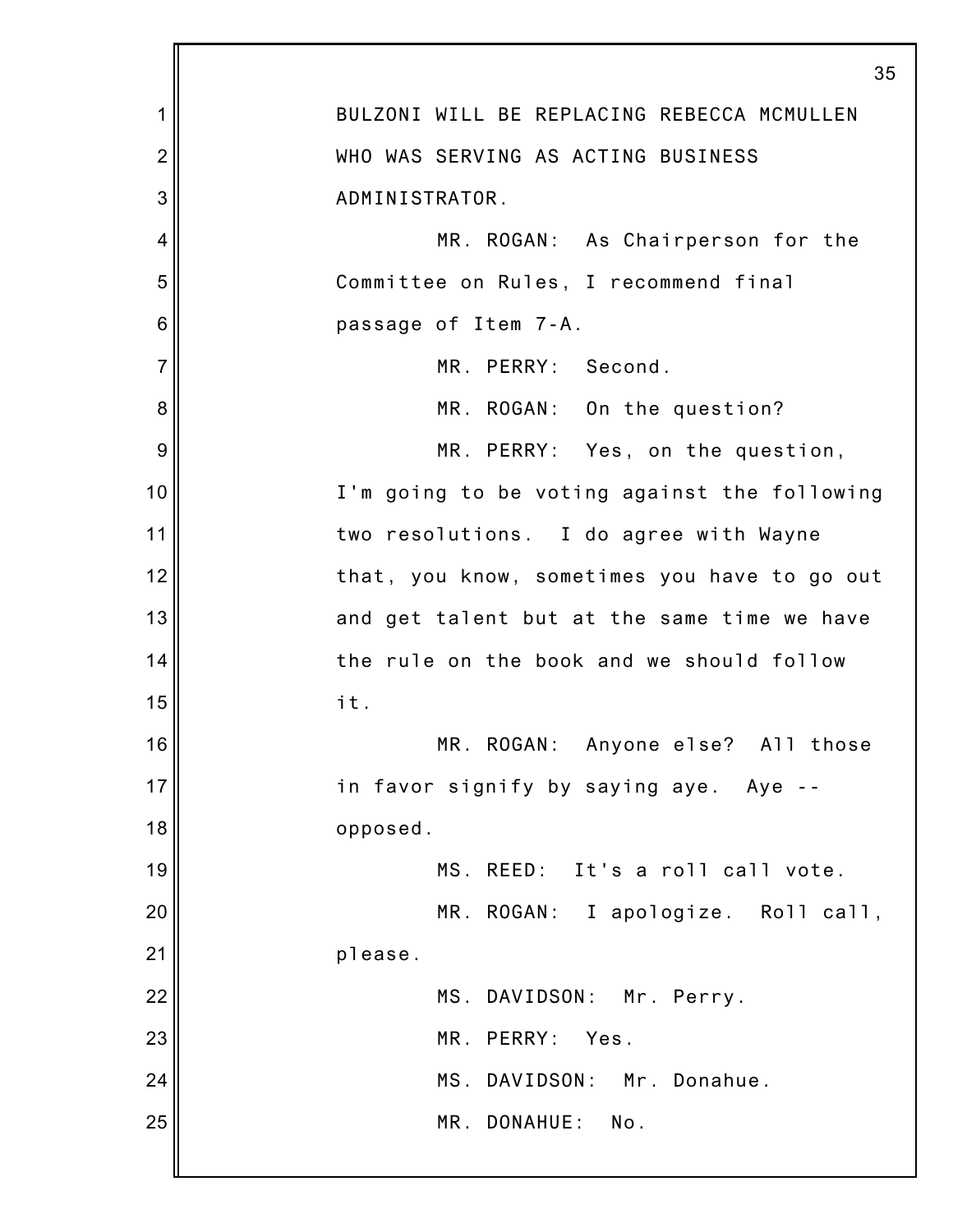BULZONI WILL BE REPLACING REBECCA MCMULLEN WHO WAS SERVING AS ACTING BUSINESS ADMINISTRATOR.

MR. ROGAN: As Chairperson for the Committee on Rules, I recommend final passage of Item 7-A.

MR. PERRY: Second.

MR. ROGAN: On the question?

MR. PERRY: Yes, on the question, I'm going to be voting against the following two resolutions. I do agree with Wayne that, you know, sometimes you have to go out and get talent but at the same time we have the rule on the book and we should follow it.

MR. ROGAN: Anyone else? All those in favor signify by saying aye. Aye -- opposed.

MS. REED: It's a roll call vote.

MR. ROGAN: I apologize. Roll call, please.

MS. DAVIDSON: Mr. Perry.

MR. PERRY: Yes.

MS. DAVIDSON: Mr. Donahue.

MR. DONAHUE: No.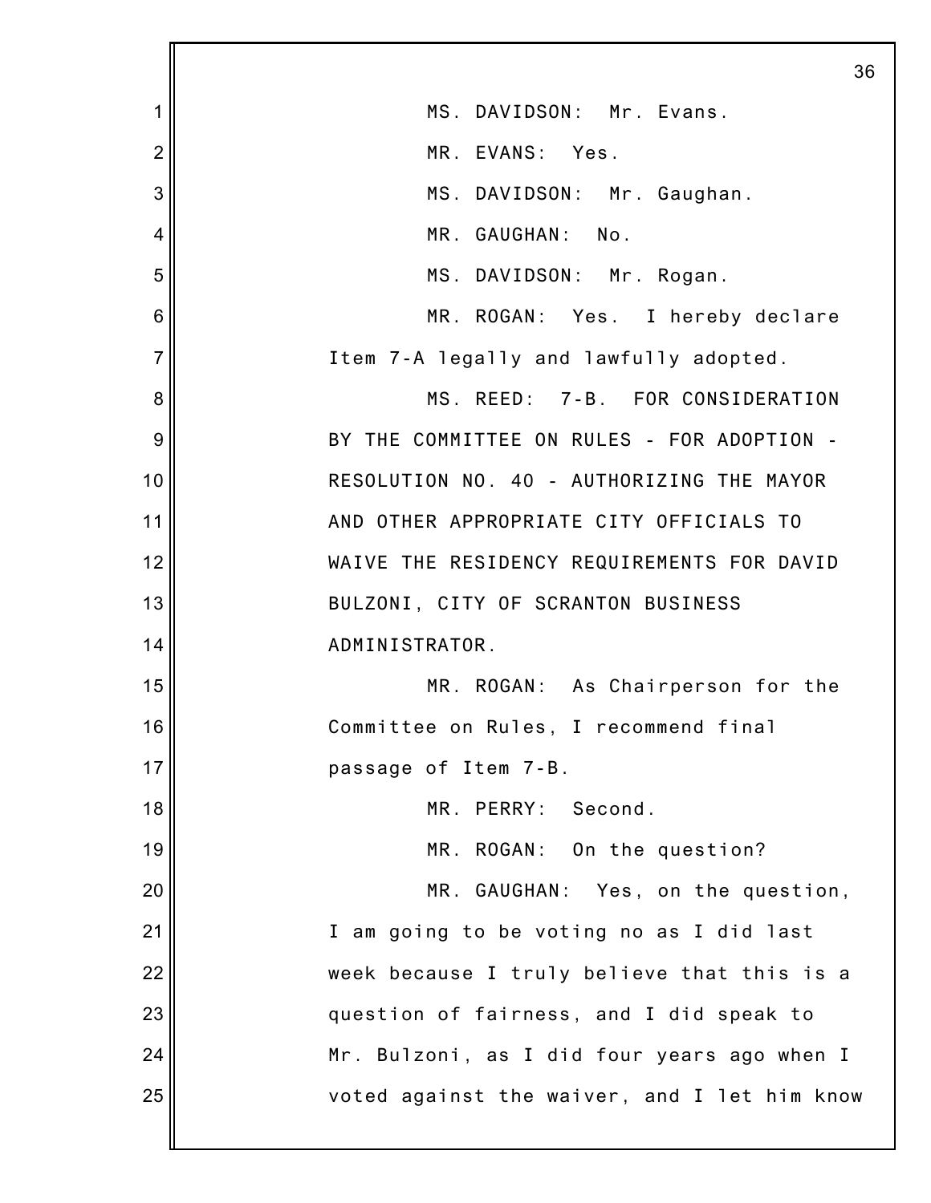MS. DAVIDSON: Mr. Evans.

MR. EVANS: Yes.

MS. DAVIDSON: Mr. Gaughan.

MR. GAUGHAN: No.

MS. DAVIDSON: Mr. Rogan.

MR. ROGAN: Yes. I hereby declare Item 7-A legally and lawfully adopted.

MS. REED: 7-B. FOR CONSIDERATION BY THE COMMITTEE ON RULES - FOR ADOPTION - RESOLUTION NO. 40 - AUTHORIZING THE MAYOR AND OTHER APPROPRIATE CITY OFFICIALS TO WAIVE THE RESIDENCY REQUIREMENTS FOR DAVID BULZONI, CITY OF SCRANTON BUSINESS ADMINISTRATOR.

MR. ROGAN: As Chairperson for the Committee on Rules, I recommend final passage of Item 7-B.

MR. PERRY: Second.

MR. ROGAN: On the question?

MR. GAUGHAN: Yes, on the question, I am going to be voting no as I did last week because I truly believe that this is a question of fairness, and I did speak to Mr. Bulzoni, as I did four years ago when I voted against the waiver, and I let him know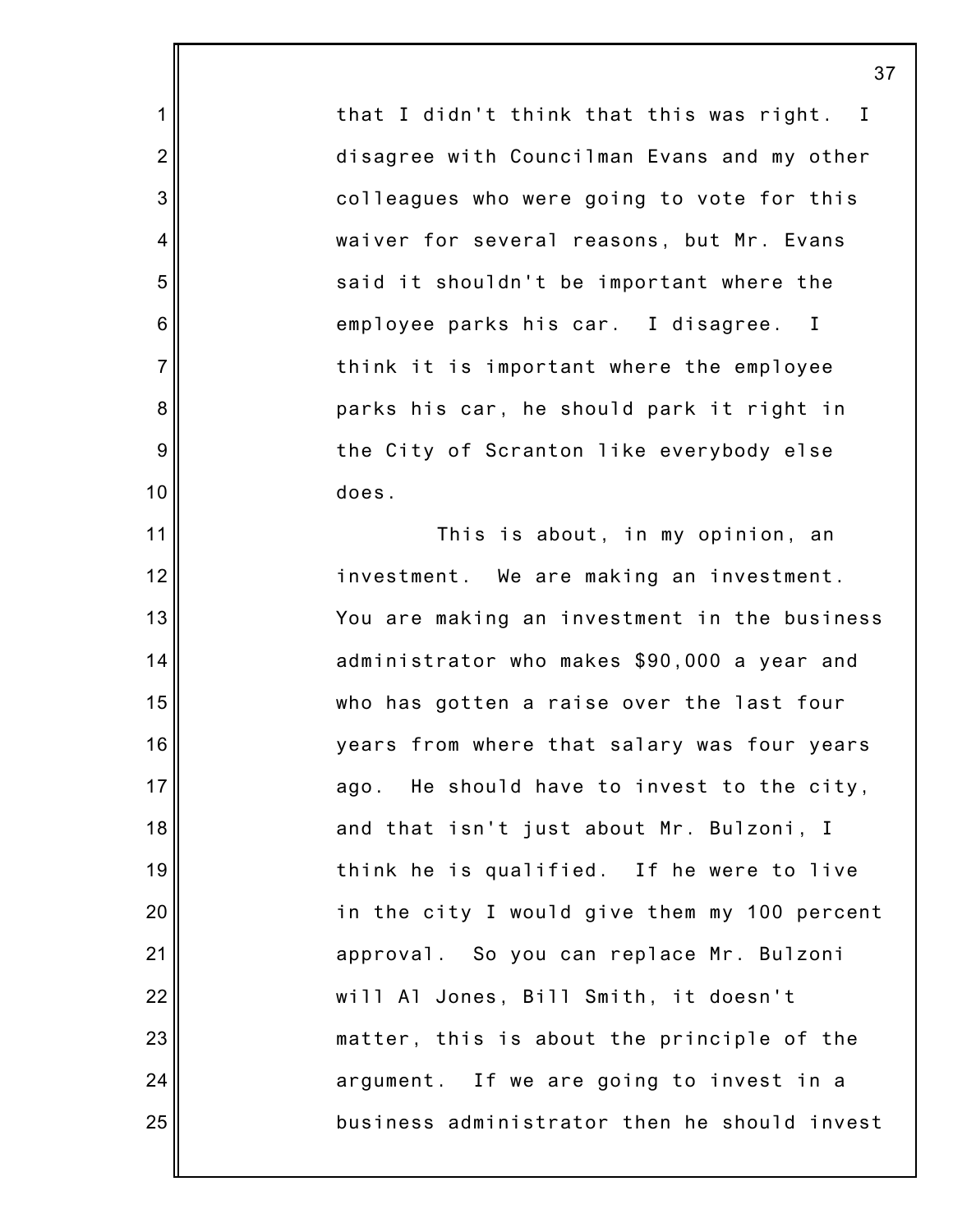that I didn't think that this was right. I disagree with Councilman Evans and my other colleagues who were going to vote for this waiver for several reasons, but Mr. Evans said it shouldn't be important where the employee parks his car. I disagree. I think it is important where the employee parks his car, he should park it right in the City of Scranton like everybody else does.

This is about, in my opinion, an investment. We are making an investment. You are making an investment in the business administrator who makes $90,000 a year and who has gotten a raise over the last four years from where that salary was four years ago. He should have to invest to the city, and that isn't just about Mr. Bulzoni, I think he is qualified. If he were to live in the city I would give them my 100 percent approval. So you can replace Mr. Bulzoni will Al Jones, Bill Smith, it doesn't matter, this is about the principle of the argument. If we are going to invest in a business administrator then he should invest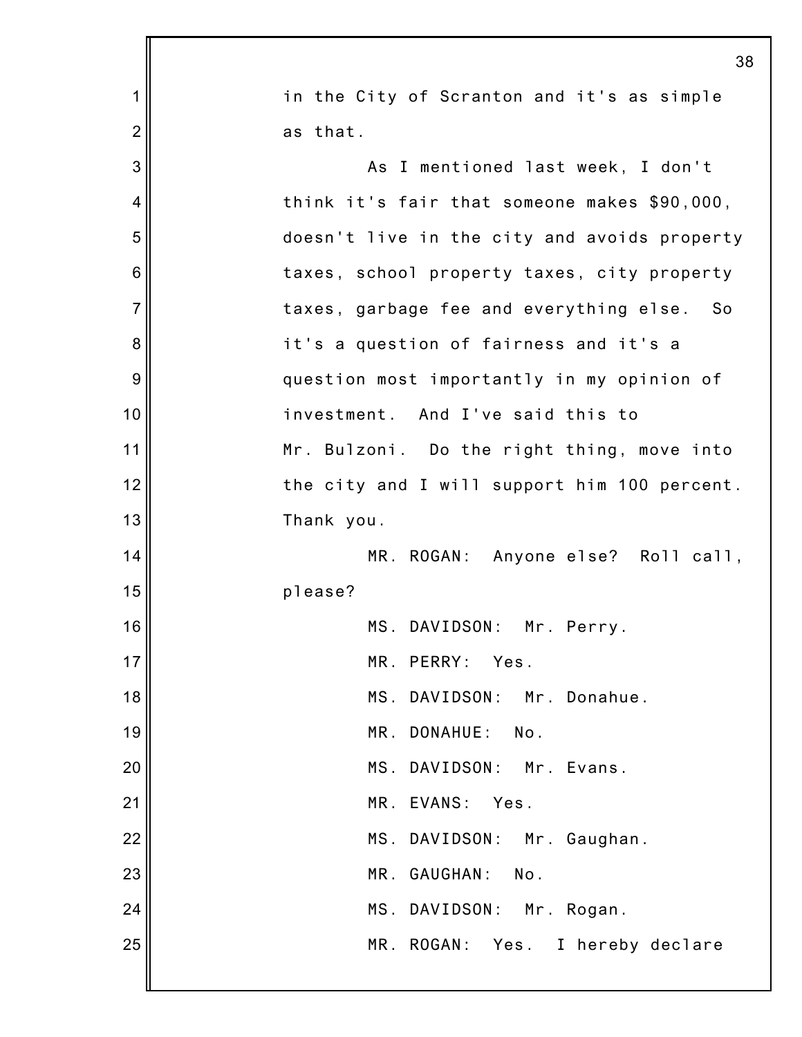in the City of Scranton and it's as simple as that.

As I mentioned last week, I don't think it's fair that someone makes $90,000, doesn't live in the city and avoids property taxes, school property taxes, city property taxes, garbage fee and everything else. So it's a question of fairness and it's a question most importantly in my opinion of investment. And I've said this to Mr. Bulzoni. Do the right thing, move into the city and I will support him 100 percent. Thank you.

MR. ROGAN: Anyone else? Roll call, please?

MS. DAVIDSON: Mr. Perry.

MR. PERRY: Yes.

MS. DAVIDSON: Mr. Donahue.

MR. DONAHUE: No.

MS. DAVIDSON: Mr. Evans.

MR. EVANS: Yes.

MS. DAVIDSON: Mr. Gaughan.

MR. GAUGHAN: No.

MS. DAVIDSON: Mr. Rogan.

MR. ROGAN: Yes. I hereby declare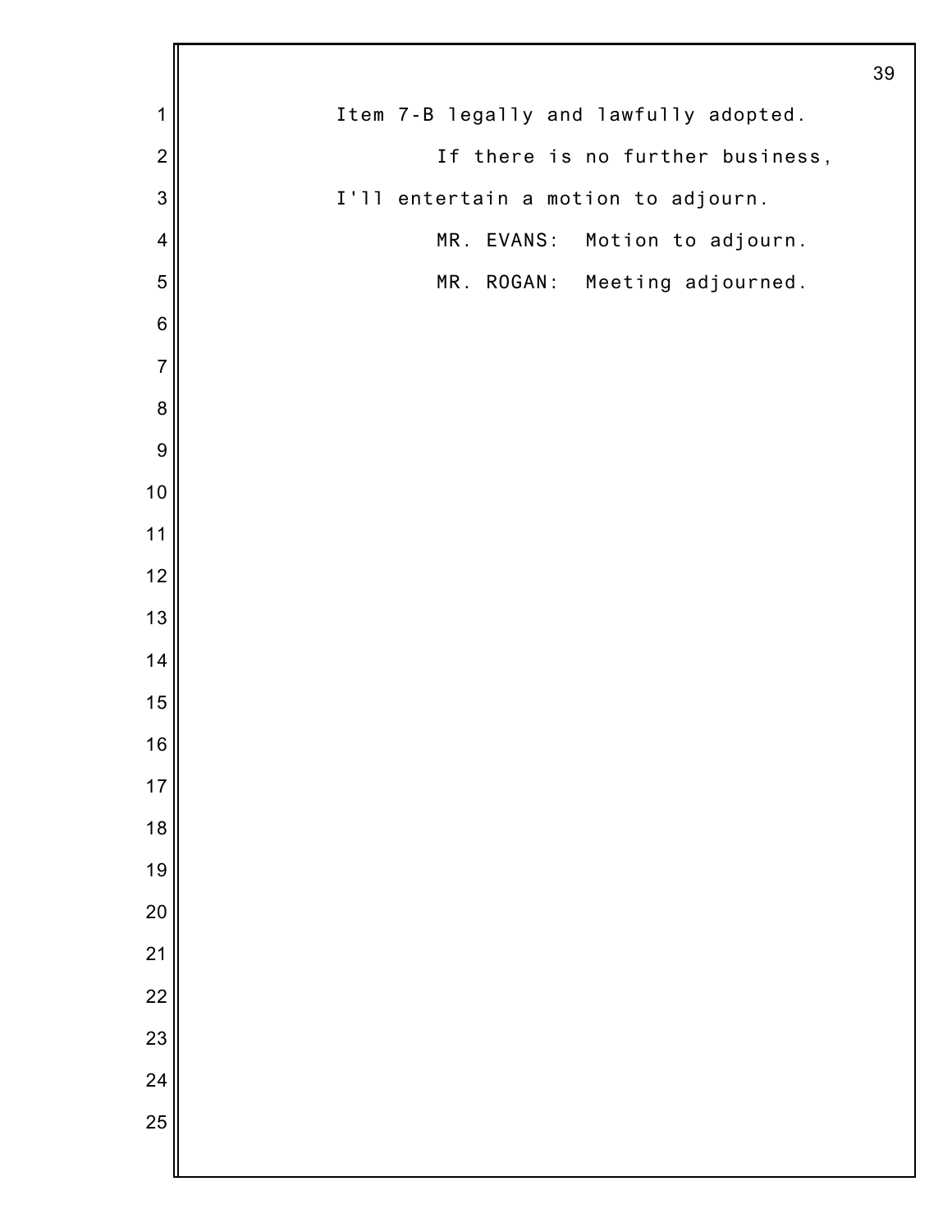Item 7-B legally and lawfully adopted.

If there is no further business, I'll entertain a motion to adjourn.

MR. EVANS: Motion to adjourn.

MR. ROGAN: Meeting adjourned.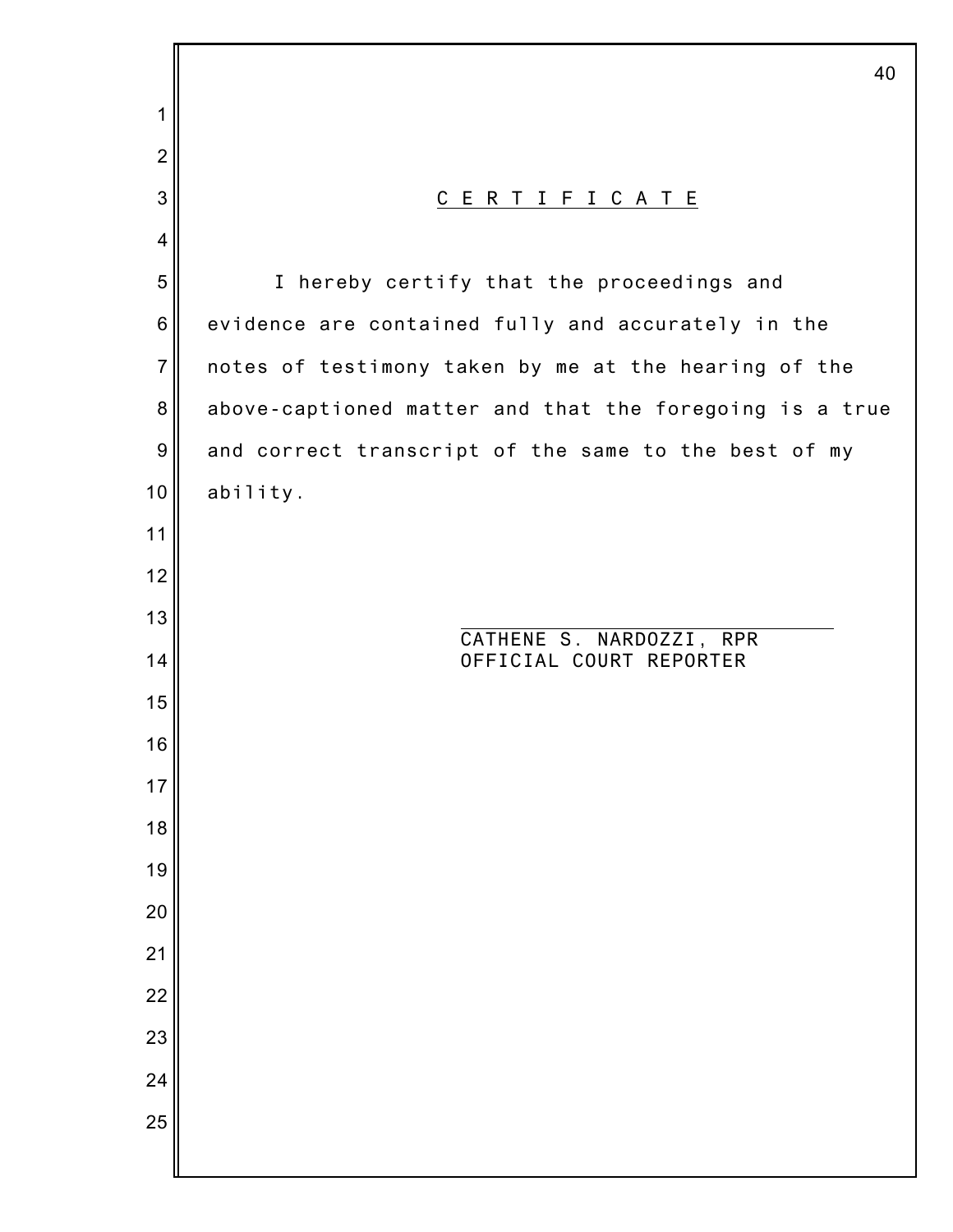# C E R T I F I C A T E

I hereby certify that the proceedings and evidence are contained fully and accurately in the notes of testimony taken by me at the hearing of the above-captioned matter and that the foregoing is a true and correct transcript of the same to the best of my ability.

CATHENE S. NARDOZZI, RPR
OFFICIAL COURT REPORTER